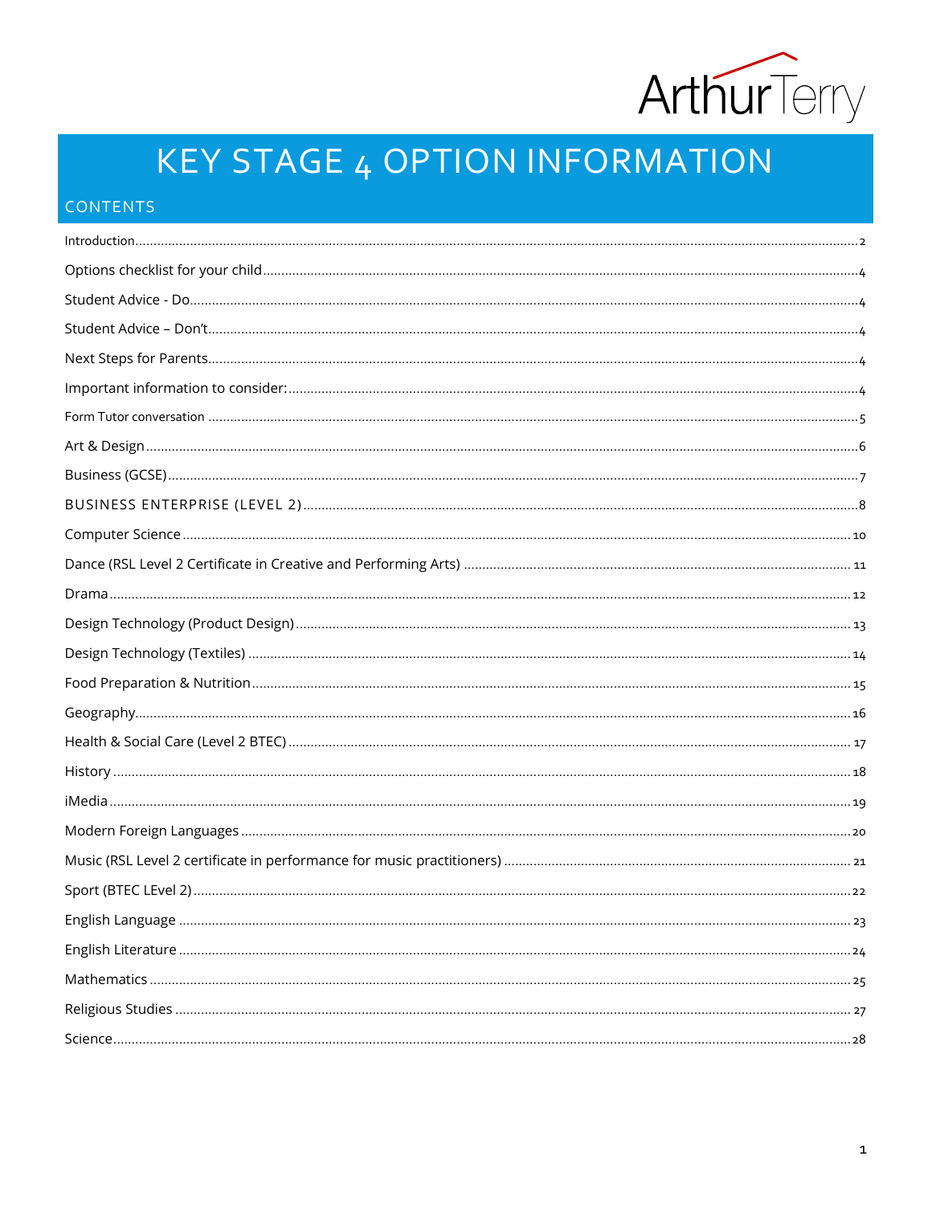Arthur Terry

# KEY STAGE 4 OPTION INFORMATION

## CONTENTS

Introduction ..... 2

Options checklist for your child ..... 4

Student Advice - Do ..... 4

Student Advice – Don't ..... 4

Next Steps for Parents ..... 4

Important information to consider: ..... 4

Form Tutor conversation ..... 5

Art & Design ..... 6

Business (GCSE) ..... 7

BUSINESS ENTERPRISE (LEVEL 2) ..... 8

Computer Science ..... 10

Dance (RSL Level 2 Certificate in Creative and Performing Arts) ..... 11

Drama ..... 12

Design Technology (Product Design) ..... 13

Design Technology (Textiles) ..... 14

Food Preparation & Nutrition ..... 15

Geography ..... 16

Health & Social Care (Level 2 BTEC) ..... 17

History ..... 18

iMedia ..... 19

Modern Foreign Languages ..... 20

Music (RSL Level 2 certificate in performance for music practitioners) ..... 21

Sport (BTEC LEvel 2) ..... 22

English Language ..... 23

English Literature ..... 24

Mathematics ..... 25

Religious Studies ..... 27

Science ..... 28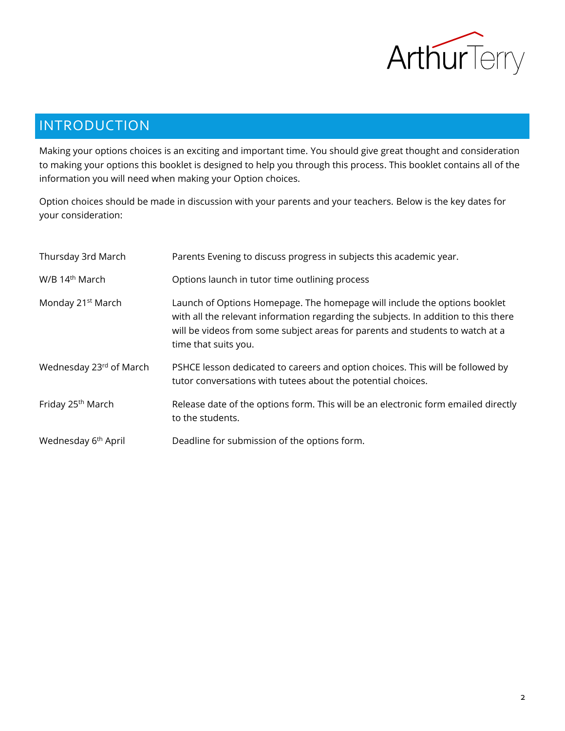## INTRODUCTION

Making your options choices is an exciting and important time. You should give great thought and consideration to making your options this booklet is designed to help you through this process. This booklet contains all of the information you will need when making your Option choices.

Option choices should be made in discussion with your parents and your teachers. Below is the key dates for your consideration:

| | |
|---|---|
| Thursday 3rd March | Parents Evening to discuss progress in subjects this academic year. |
| W/B 14th March | Options launch in tutor time outlining process |
| Monday 21st March | Launch of Options Homepage. The homepage will include the options booklet with all the relevant information regarding the subjects. In addition to this there will be videos from some subject areas for parents and students to watch at a time that suits you. |
| Wednesday 23rd of March | PSHCE lesson dedicated to careers and option choices. This will be followed by tutor conversations with tutees about the potential choices. |
| Friday 25th March | Release date of the options form. This will be an electronic form emailed directly to the students. |
| Wednesday 6th April | Deadline for submission of the options form. |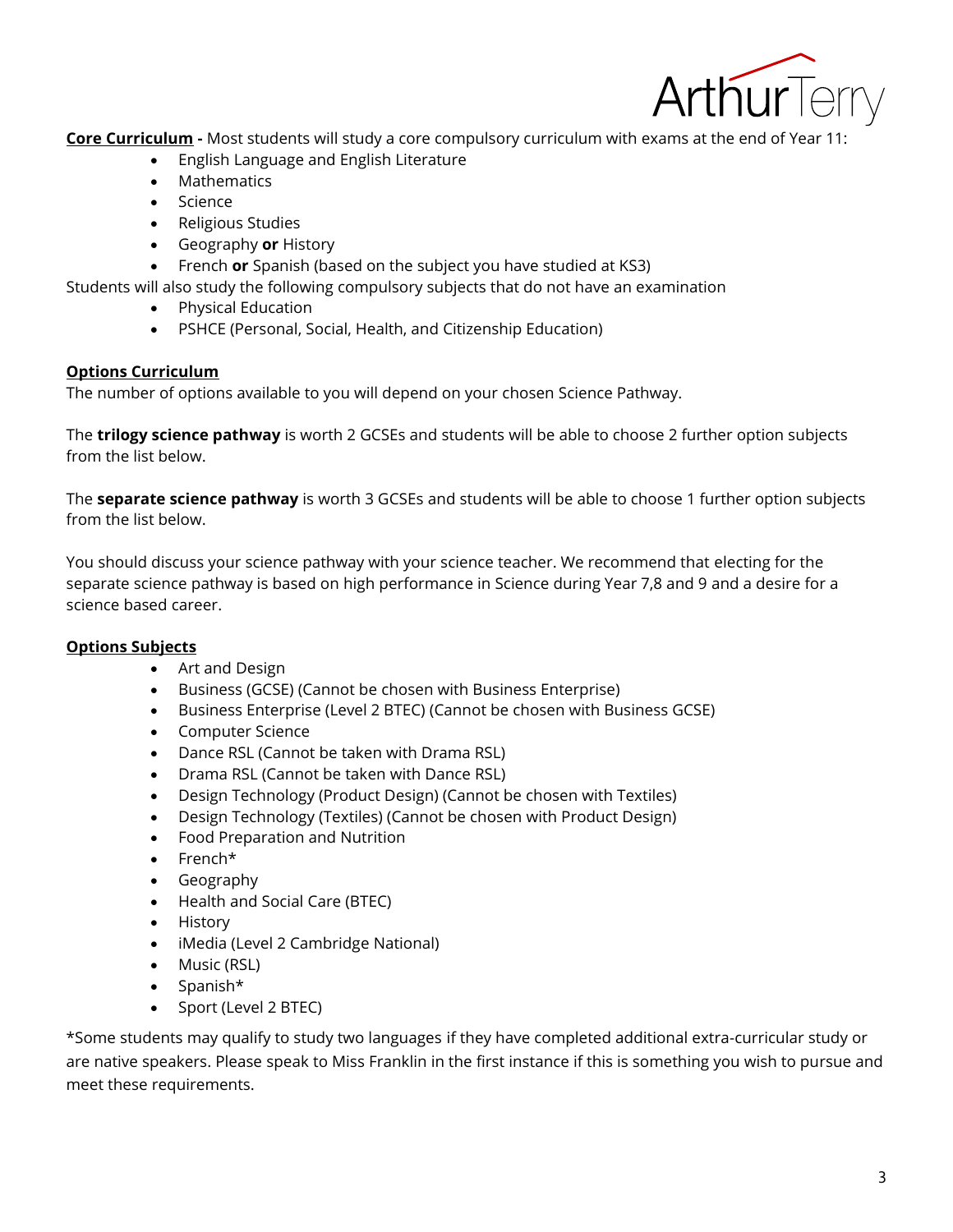**Core Curriculum -** Most students will study a core compulsory curriculum with exams at the end of Year 11:

- English Language and English Literature
- Mathematics
- Science
- Religious Studies
- Geography **or** History
- French **or** Spanish (based on the subject you have studied at KS3)

Students will also study the following compulsory subjects that do not have an examination

- Physical Education
- PSHCE (Personal, Social, Health, and Citizenship Education)

**Options Curriculum**

The number of options available to you will depend on your chosen Science Pathway.

The **trilogy science pathway** is worth 2 GCSEs and students will be able to choose 2 further option subjects from the list below.

The **separate science pathway** is worth 3 GCSEs and students will be able to choose 1 further option subjects from the list below.

You should discuss your science pathway with your science teacher. We recommend that electing for the separate science pathway is based on high performance in Science during Year 7,8 and 9 and a desire for a science based career.

**Options Subjects**

- Art and Design
- Business (GCSE) (Cannot be chosen with Business Enterprise)
- Business Enterprise (Level 2 BTEC) (Cannot be chosen with Business GCSE)
- Computer Science
- Dance RSL (Cannot be taken with Drama RSL)
- Drama RSL (Cannot be taken with Dance RSL)
- Design Technology (Product Design) (Cannot be chosen with Textiles)
- Design Technology (Textiles) (Cannot be chosen with Product Design)
- Food Preparation and Nutrition
- French*
- Geography
- Health and Social Care (BTEC)
- History
- iMedia (Level 2 Cambridge National)
- Music (RSL)
- Spanish*
- Sport (Level 2 BTEC)

*Some students may qualify to study two languages if they have completed additional extra-curricular study or are native speakers. Please speak to Miss Franklin in the first instance if this is something you wish to pursue and meet these requirements.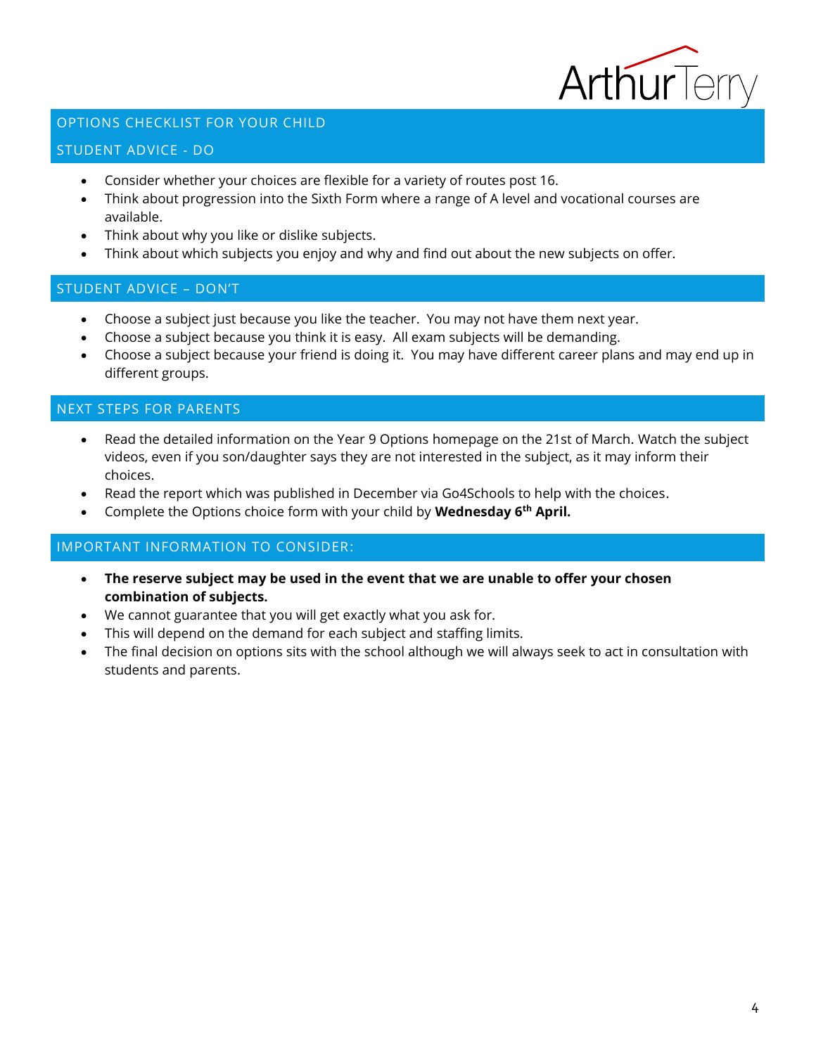## OPTIONS CHECKLIST FOR YOUR CHILD

### STUDENT ADVICE - DO

- Consider whether your choices are flexible for a variety of routes post 16.
- Think about progression into the Sixth Form where a range of A level and vocational courses are available.
- Think about why you like or dislike subjects.
- Think about which subjects you enjoy and why and find out about the new subjects on offer.

### STUDENT ADVICE – DON'T

- Choose a subject just because you like the teacher. You may not have them next year.
- Choose a subject because you think it is easy. All exam subjects will be demanding.
- Choose a subject because your friend is doing it. You may have different career plans and may end up in different groups.

## NEXT STEPS FOR PARENTS

- Read the detailed information on the Year 9 Options homepage on the 21st of March. Watch the subject videos, even if you son/daughter says they are not interested in the subject, as it may inform their choices.
- Read the report which was published in December via Go4Schools to help with the choices.
- Complete the Options choice form with your child by **Wednesday 6th April.**

## IMPORTANT INFORMATION TO CONSIDER:

- **The reserve subject may be used in the event that we are unable to offer your chosen combination of subjects.**
- We cannot guarantee that you will get exactly what you ask for.
- This will depend on the demand for each subject and staffing limits.
- The final decision on options sits with the school although we will always seek to act in consultation with students and parents.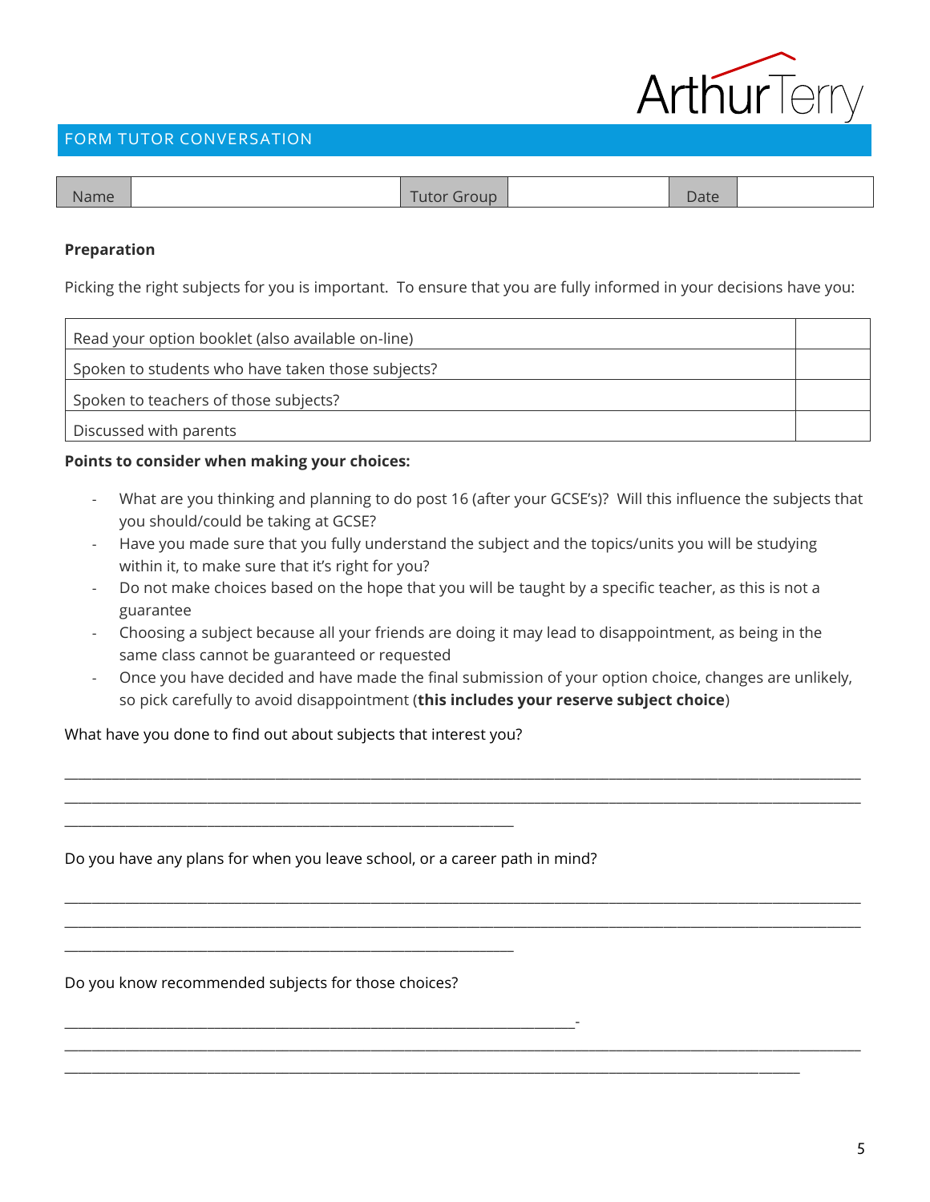## FORM TUTOR CONVERSATION

| Name | | Tutor Group | | Date | |
|---|---|---|---|---|---|

**Preparation**

Picking the right subjects for you is important. To ensure that you are fully informed in your decisions have you:

| | |
|---|---|
| Read your option booklet (also available on-line) | |
| Spoken to students who have taken those subjects? | |
| Spoken to teachers of those subjects? | |
| Discussed with parents | |

**Points to consider when making your choices:**

- What are you thinking and planning to do post 16 (after your GCSE's)? Will this influence the subjects that you should/could be taking at GCSE?
- Have you made sure that you fully understand the subject and the topics/units you will be studying within it, to make sure that it's right for you?
- Do not make choices based on the hope that you will be taught by a specific teacher, as this is not a guarantee
- Choosing a subject because all your friends are doing it may lead to disappointment, as being in the same class cannot be guaranteed or requested
- Once you have decided and have made the final submission of your option choice, changes are unlikely, so pick carefully to avoid disappointment (**this includes your reserve subject choice**)

What have you done to find out about subjects that interest you?

______________________________________________________________________________________________

______________________________________________________________________________________________

____________________________________________________________

Do you have any plans for when you leave school, or a career path in mind?

______________________________________________________________________________________________

______________________________________________________________________________________________

____________________________________________________________

Do you know recommended subjects for those choices?

____________________________________________________________________-

______________________________________________________________________________________________

______________________________________________________________________________________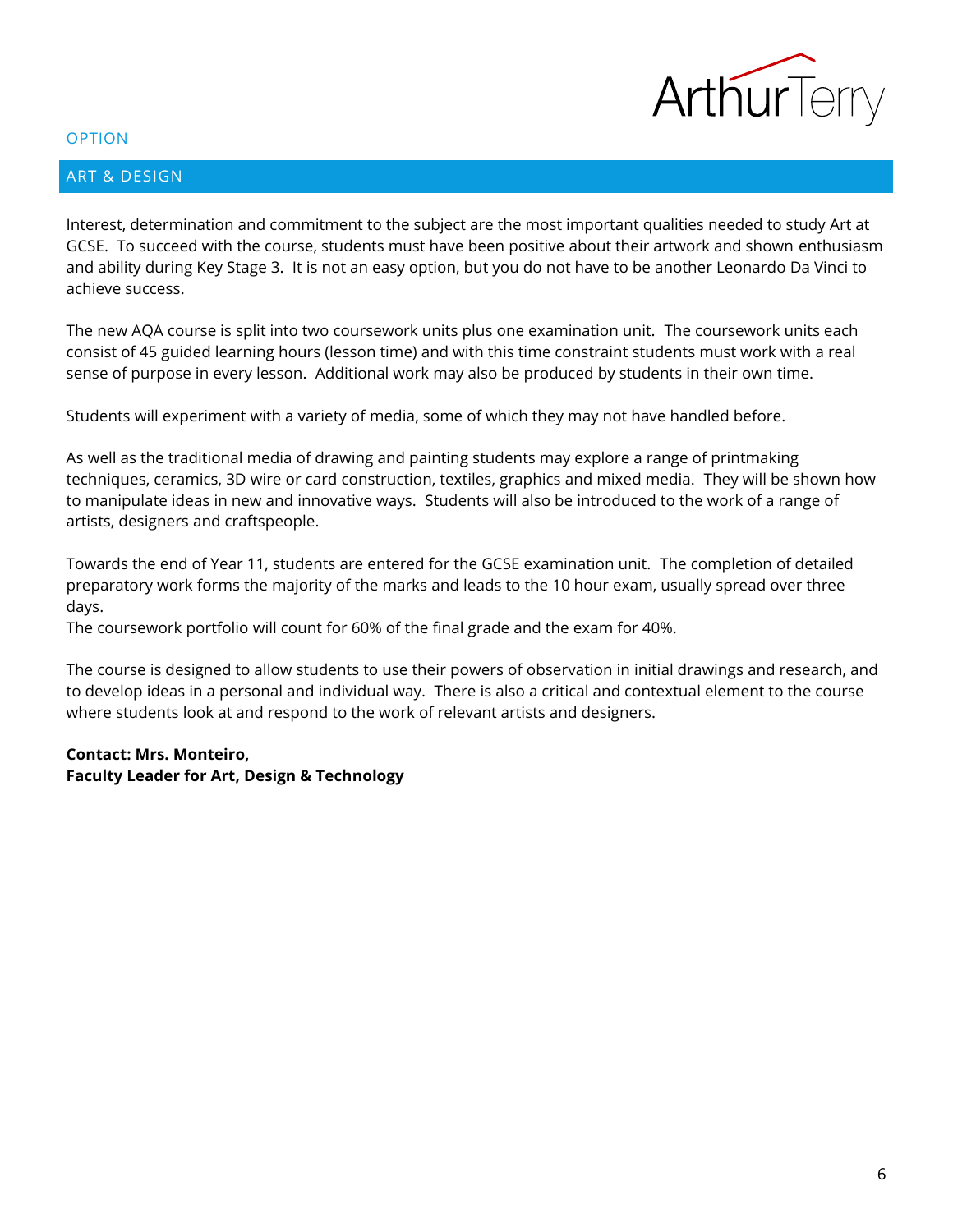OPTION

## ART & DESIGN

Interest, determination and commitment to the subject are the most important qualities needed to study Art at GCSE. To succeed with the course, students must have been positive about their artwork and shown enthusiasm and ability during Key Stage 3. It is not an easy option, but you do not have to be another Leonardo Da Vinci to achieve success.

The new AQA course is split into two coursework units plus one examination unit. The coursework units each consist of 45 guided learning hours (lesson time) and with this time constraint students must work with a real sense of purpose in every lesson. Additional work may also be produced by students in their own time.

Students will experiment with a variety of media, some of which they may not have handled before.

As well as the traditional media of drawing and painting students may explore a range of printmaking techniques, ceramics, 3D wire or card construction, textiles, graphics and mixed media. They will be shown how to manipulate ideas in new and innovative ways. Students will also be introduced to the work of a range of artists, designers and craftspeople.

Towards the end of Year 11, students are entered for the GCSE examination unit. The completion of detailed preparatory work forms the majority of the marks and leads to the 10 hour exam, usually spread over three days.
The coursework portfolio will count for 60% of the final grade and the exam for 40%.

The course is designed to allow students to use their powers of observation in initial drawings and research, and to develop ideas in a personal and individual way. There is also a critical and contextual element to the course where students look at and respond to the work of relevant artists and designers.

**Contact: Mrs. Monteiro,**
**Faculty Leader for Art, Design & Technology**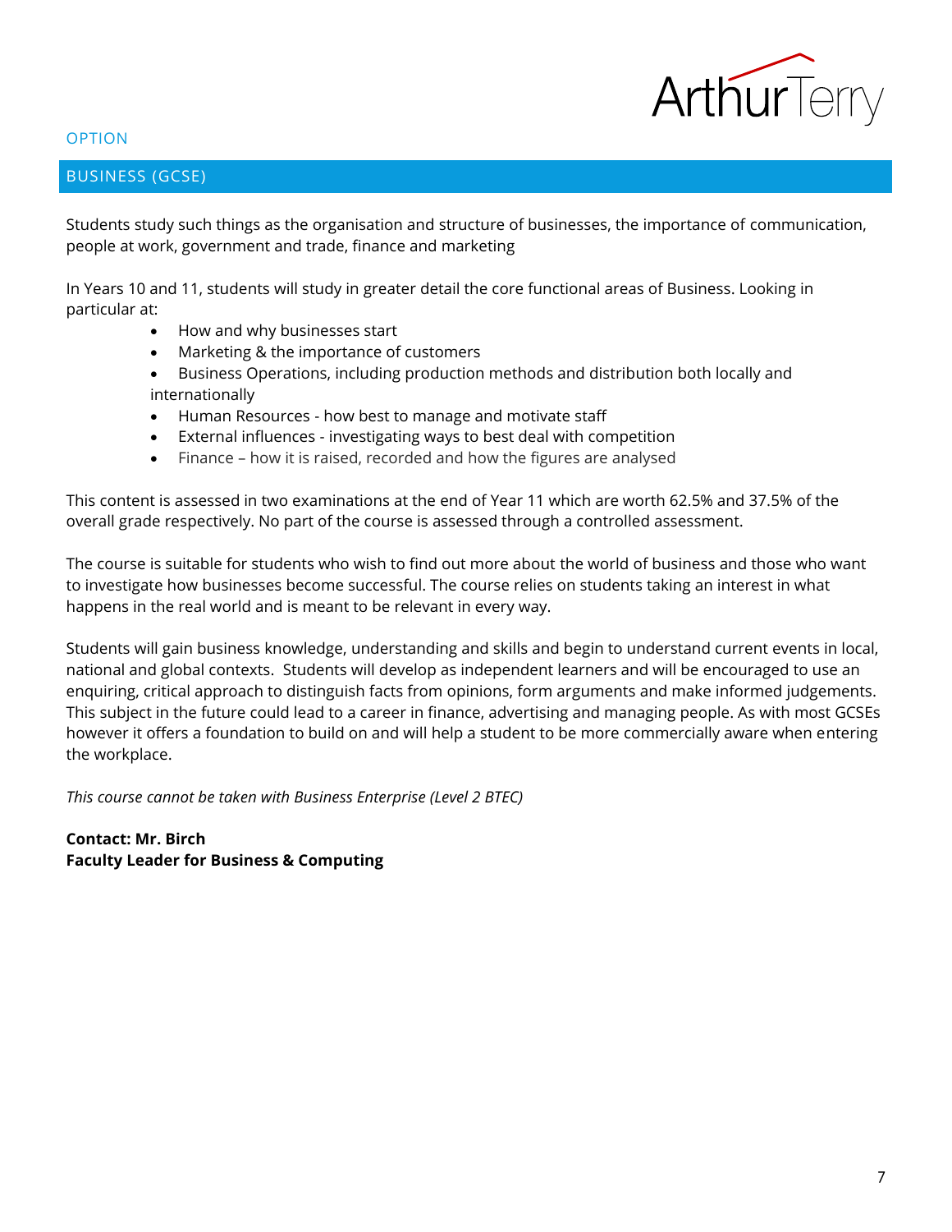OPTION

## BUSINESS (GCSE)

Students study such things as the organisation and structure of businesses, the importance of communication, people at work, government and trade, finance and marketing

In Years 10 and 11, students will study in greater detail the core functional areas of Business. Looking in particular at:

- How and why businesses start
- Marketing & the importance of customers
- Business Operations, including production methods and distribution both locally and internationally
- Human Resources - how best to manage and motivate staff
- External influences - investigating ways to best deal with competition
- Finance – how it is raised, recorded and how the figures are analysed

This content is assessed in two examinations at the end of Year 11 which are worth 62.5% and 37.5% of the overall grade respectively. No part of the course is assessed through a controlled assessment.

The course is suitable for students who wish to find out more about the world of business and those who want to investigate how businesses become successful. The course relies on students taking an interest in what happens in the real world and is meant to be relevant in every way.

Students will gain business knowledge, understanding and skills and begin to understand current events in local, national and global contexts. Students will develop as independent learners and will be encouraged to use an enquiring, critical approach to distinguish facts from opinions, form arguments and make informed judgements. This subject in the future could lead to a career in finance, advertising and managing people. As with most GCSEs however it offers a foundation to build on and will help a student to be more commercially aware when entering the workplace.

*This course cannot be taken with Business Enterprise (Level 2 BTEC)*

**Contact: Mr. Birch**
**Faculty Leader for Business & Computing**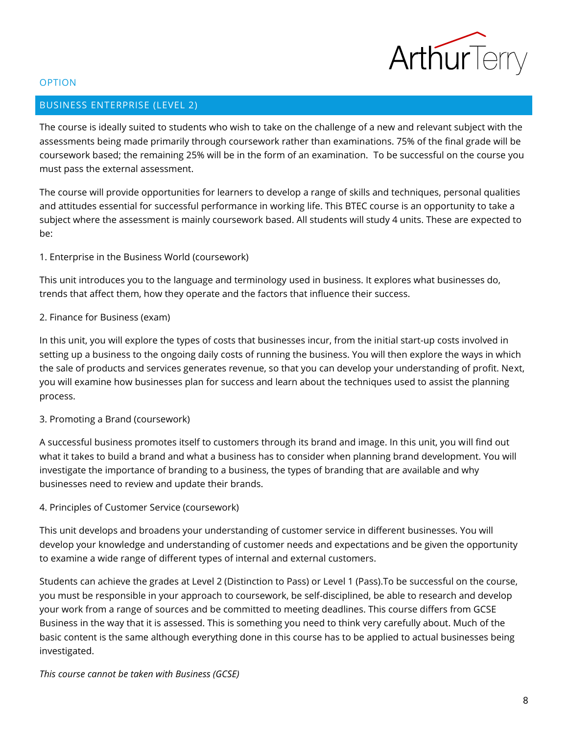OPTION

## BUSINESS ENTERPRISE (LEVEL 2)

The course is ideally suited to students who wish to take on the challenge of a new and relevant subject with the assessments being made primarily through coursework rather than examinations. 75% of the final grade will be coursework based; the remaining 25% will be in the form of an examination.  To be successful on the course you must pass the external assessment.

The course will provide opportunities for learners to develop a range of skills and techniques, personal qualities and attitudes essential for successful performance in working life. This BTEC course is an opportunity to take a subject where the assessment is mainly coursework based. All students will study 4 units. These are expected to be:

1. Enterprise in the Business World (coursework)

This unit introduces you to the language and terminology used in business. It explores what businesses do, trends that affect them, how they operate and the factors that influence their success.

2. Finance for Business (exam)

In this unit, you will explore the types of costs that businesses incur, from the initial start-up costs involved in setting up a business to the ongoing daily costs of running the business. You will then explore the ways in which the sale of products and services generates revenue, so that you can develop your understanding of profit. Next, you will examine how businesses plan for success and learn about the techniques used to assist the planning process.

3. Promoting a Brand (coursework)

A successful business promotes itself to customers through its brand and image. In this unit, you will find out what it takes to build a brand and what a business has to consider when planning brand development. You will investigate the importance of branding to a business, the types of branding that are available and why businesses need to review and update their brands.

4. Principles of Customer Service (coursework)

This unit develops and broadens your understanding of customer service in different businesses. You will develop your knowledge and understanding of customer needs and expectations and be given the opportunity to examine a wide range of different types of internal and external customers.

Students can achieve the grades at Level 2 (Distinction to Pass) or Level 1 (Pass).To be successful on the course, you must be responsible in your approach to coursework, be self-disciplined, be able to research and develop your work from a range of sources and be committed to meeting deadlines. This course differs from GCSE Business in the way that it is assessed. This is something you need to think very carefully about. Much of the basic content is the same although everything done in this course has to be applied to actual businesses being investigated.

*This course cannot be taken with Business (GCSE)*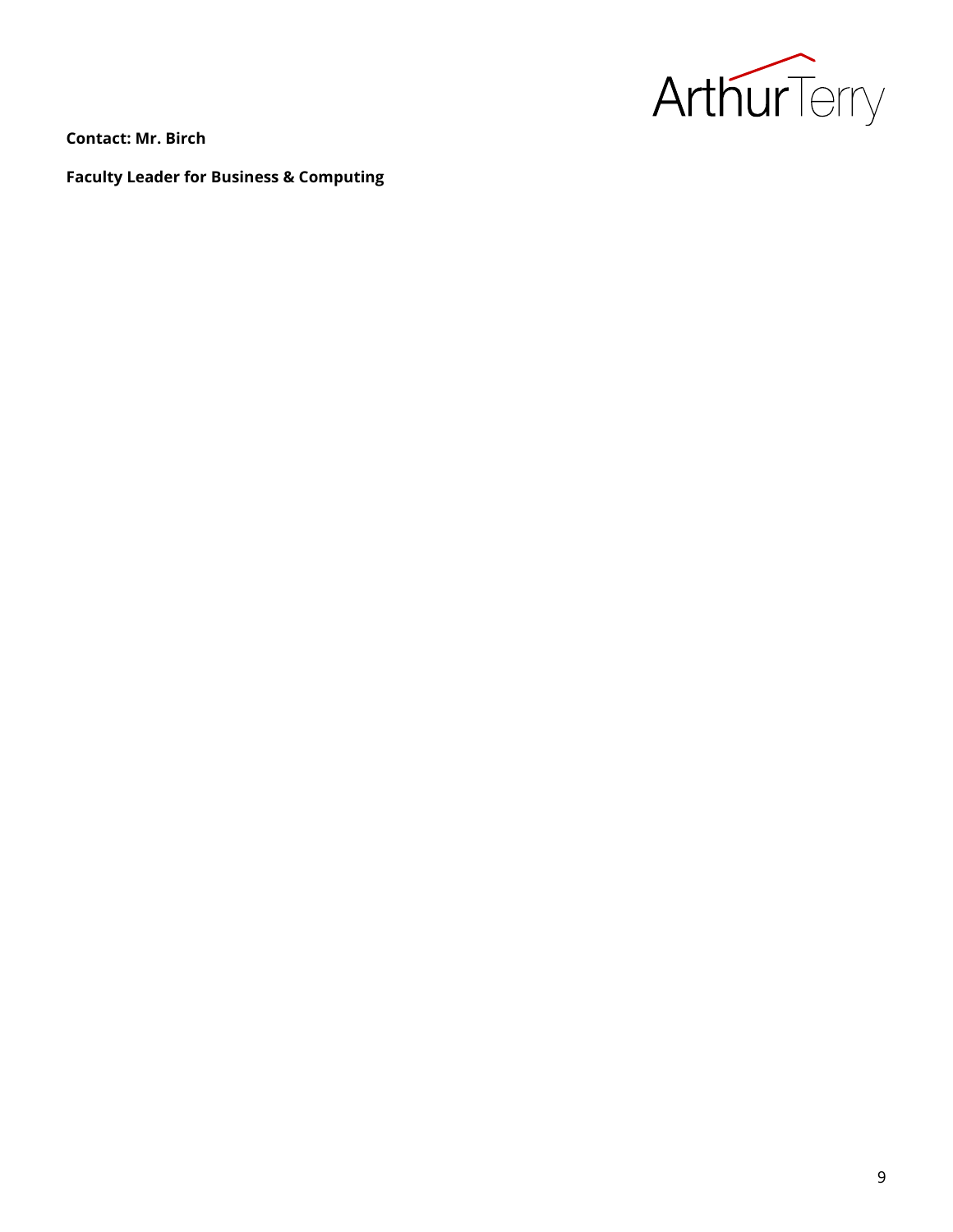**Contact: Mr. Birch**

**Faculty Leader for Business & Computing**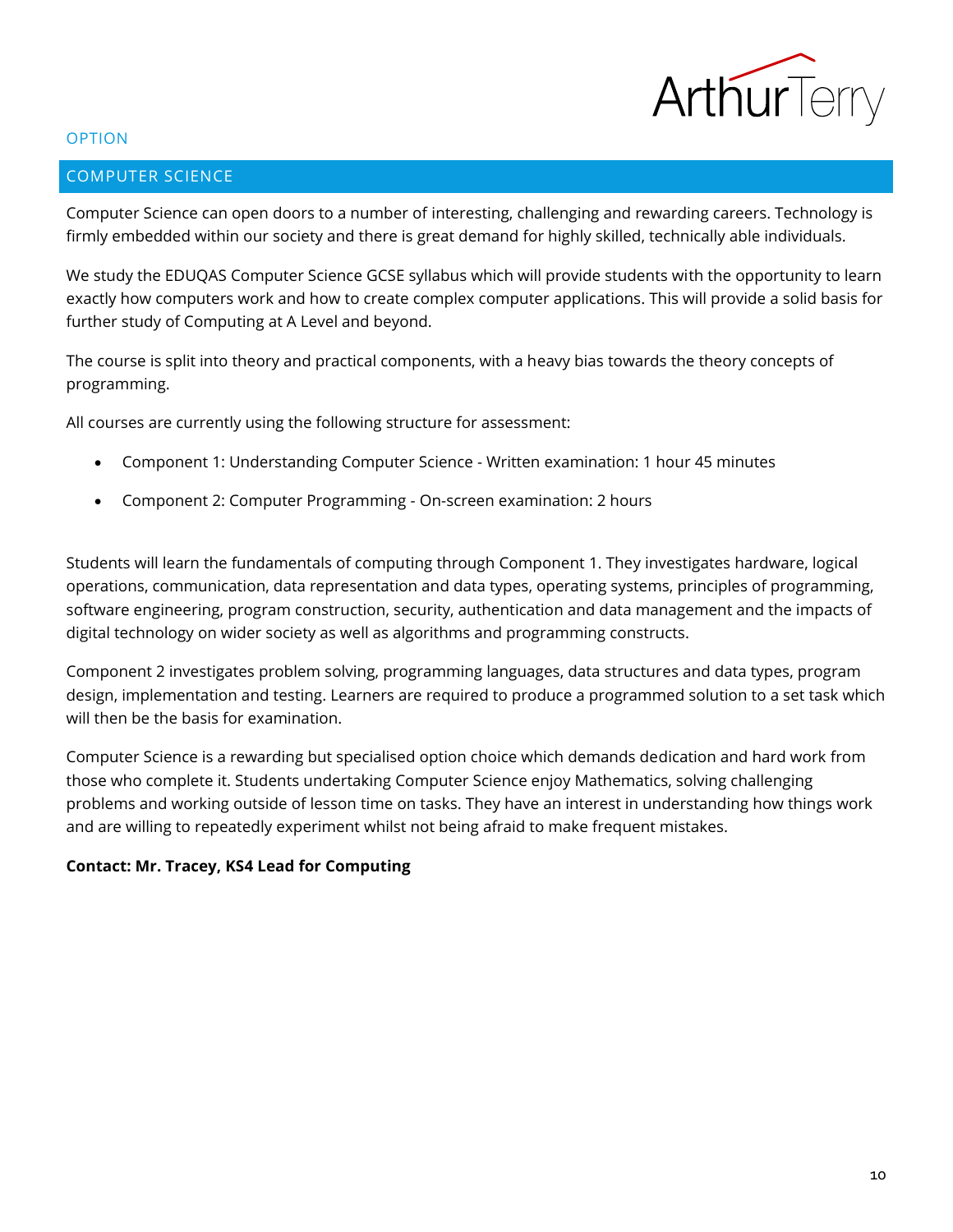OPTION

## COMPUTER SCIENCE

Computer Science can open doors to a number of interesting, challenging and rewarding careers. Technology is firmly embedded within our society and there is great demand for highly skilled, technically able individuals.

We study the EDUQAS Computer Science GCSE syllabus which will provide students with the opportunity to learn exactly how computers work and how to create complex computer applications. This will provide a solid basis for further study of Computing at A Level and beyond.

The course is split into theory and practical components, with a heavy bias towards the theory concepts of programming.

All courses are currently using the following structure for assessment:

- Component 1: Understanding Computer Science - Written examination: 1 hour 45 minutes
- Component 2: Computer Programming - On-screen examination: 2 hours

Students will learn the fundamentals of computing through Component 1. They investigates hardware, logical operations, communication, data representation and data types, operating systems, principles of programming, software engineering, program construction, security, authentication and data management and the impacts of digital technology on wider society as well as algorithms and programming constructs.

Component 2 investigates problem solving, programming languages, data structures and data types, program design, implementation and testing. Learners are required to produce a programmed solution to a set task which will then be the basis for examination.

Computer Science is a rewarding but specialised option choice which demands dedication and hard work from those who complete it. Students undertaking Computer Science enjoy Mathematics, solving challenging problems and working outside of lesson time on tasks. They have an interest in understanding how things work and are willing to repeatedly experiment whilst not being afraid to make frequent mistakes.

**Contact: Mr. Tracey, KS4 Lead for Computing**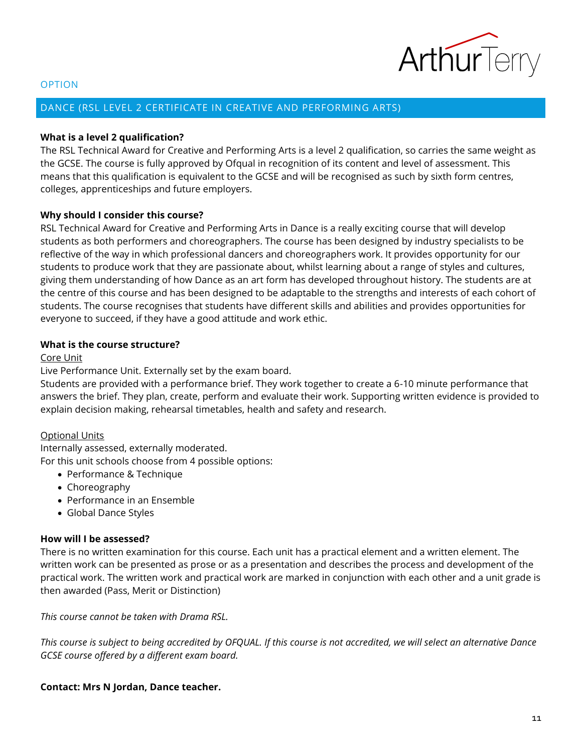OPTION

## DANCE (RSL LEVEL 2 CERTIFICATE IN CREATIVE AND PERFORMING ARTS)

**What is a level 2 qualification?**

The RSL Technical Award for Creative and Performing Arts is a level 2 qualification, so carries the same weight as the GCSE. The course is fully approved by Ofqual in recognition of its content and level of assessment. This means that this qualification is equivalent to the GCSE and will be recognised as such by sixth form centres, colleges, apprenticeships and future employers.

**Why should I consider this course?**

RSL Technical Award for Creative and Performing Arts in Dance is a really exciting course that will develop students as both performers and choreographers. The course has been designed by industry specialists to be reflective of the way in which professional dancers and choreographers work. It provides opportunity for our students to produce work that they are passionate about, whilst learning about a range of styles and cultures, giving them understanding of how Dance as an art form has developed throughout history. The students are at the centre of this course and has been designed to be adaptable to the strengths and interests of each cohort of students. The course recognises that students have different skills and abilities and provides opportunities for everyone to succeed, if they have a good attitude and work ethic.

**What is the course structure?**

<u>Core Unit</u>

Live Performance Unit. Externally set by the exam board.

Students are provided with a performance brief. They work together to create a 6-10 minute performance that answers the brief. They plan, create, perform and evaluate their work. Supporting written evidence is provided to explain decision making, rehearsal timetables, health and safety and research.

<u>Optional Units</u>

Internally assessed, externally moderated.

For this unit schools choose from 4 possible options:

- Performance & Technique
- Choreography
- Performance in an Ensemble
- Global Dance Styles

**How will I be assessed?**

There is no written examination for this course. Each unit has a practical element and a written element. The written work can be presented as prose or as a presentation and describes the process and development of the practical work. The written work and practical work are marked in conjunction with each other and a unit grade is then awarded (Pass, Merit or Distinction)

*This course cannot be taken with Drama RSL.*

*This course is subject to being accredited by OFQUAL. If this course is not accredited, we will select an alternative Dance GCSE course offered by a different exam board.*

**Contact: Mrs N Jordan, Dance teacher.**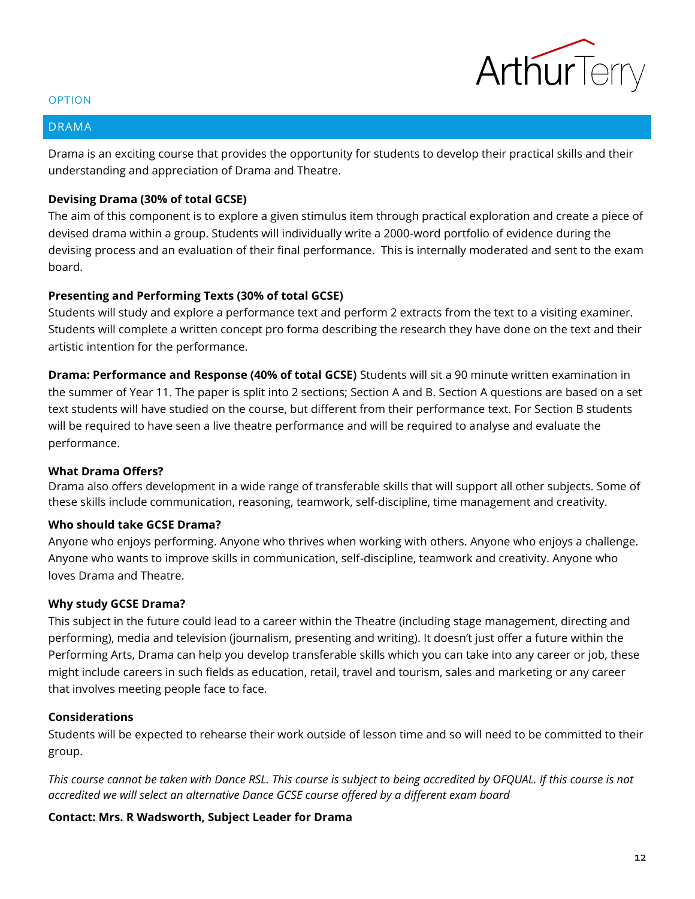OPTION

## DRAMA

Drama is an exciting course that provides the opportunity for students to develop their practical skills and their understanding and appreciation of Drama and Theatre.

**Devising Drama (30% of total GCSE)**
The aim of this component is to explore a given stimulus item through practical exploration and create a piece of devised drama within a group. Students will individually write a 2000-word portfolio of evidence during the devising process and an evaluation of their final performance. This is internally moderated and sent to the exam board.

**Presenting and Performing Texts (30% of total GCSE)**
Students will study and explore a performance text and perform 2 extracts from the text to a visiting examiner. Students will complete a written concept pro forma describing the research they have done on the text and their artistic intention for the performance.

**Drama: Performance and Response (40% of total GCSE)** Students will sit a 90 minute written examination in the summer of Year 11. The paper is split into 2 sections; Section A and B. Section A questions are based on a set text students will have studied on the course, but different from their performance text. For Section B students will be required to have seen a live theatre performance and will be required to analyse and evaluate the performance.

**What Drama Offers?**
Drama also offers development in a wide range of transferable skills that will support all other subjects. Some of these skills include communication, reasoning, teamwork, self-discipline, time management and creativity.

**Who should take GCSE Drama?**
Anyone who enjoys performing. Anyone who thrives when working with others. Anyone who enjoys a challenge. Anyone who wants to improve skills in communication, self-discipline, teamwork and creativity. Anyone who loves Drama and Theatre.

**Why study GCSE Drama?**
This subject in the future could lead to a career within the Theatre (including stage management, directing and performing), media and television (journalism, presenting and writing). It doesn't just offer a future within the Performing Arts, Drama can help you develop transferable skills which you can take into any career or job, these might include careers in such fields as education, retail, travel and tourism, sales and marketing or any career that involves meeting people face to face.

**Considerations**
Students will be expected to rehearse their work outside of lesson time and so will need to be committed to their group.

*This course cannot be taken with Dance RSL. This course is subject to being accredited by OFQUAL. If this course is not accredited we will select an alternative Dance GCSE course offered by a different exam board*

**Contact: Mrs. R Wadsworth, Subject Leader for Drama**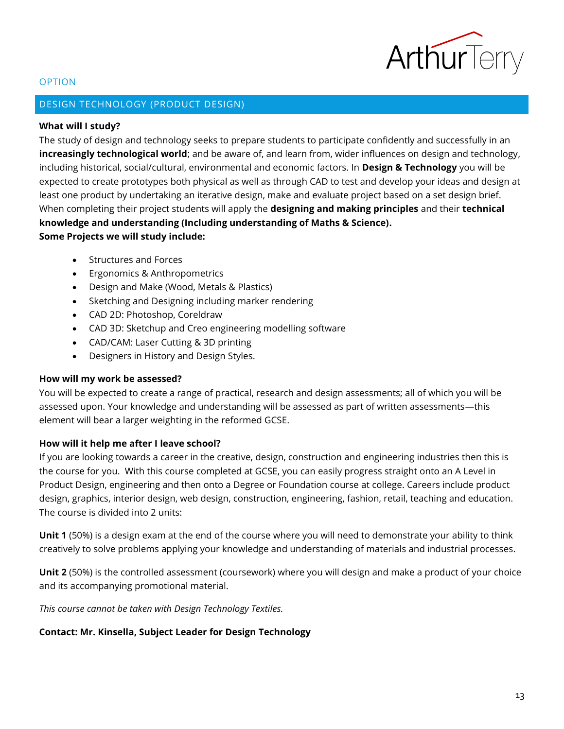OPTION

## DESIGN TECHNOLOGY (PRODUCT DESIGN)

**What will I study?**

The study of design and technology seeks to prepare students to participate confidently and successfully in an **increasingly technological world**; and be aware of, and learn from, wider influences on design and technology, including historical, social/cultural, environmental and economic factors. In **Design & Technology** you will be expected to create prototypes both physical as well as through CAD to test and develop your ideas and design at least one product by undertaking an iterative design, make and evaluate project based on a set design brief. When completing their project students will apply the **designing and making principles** and their **technical knowledge and understanding (Including understanding of Maths & Science).**

**Some Projects we will study include:**

- Structures and Forces
- Ergonomics & Anthropometrics
- Design and Make (Wood, Metals & Plastics)
- Sketching and Designing including marker rendering
- CAD 2D: Photoshop, Coreldraw
- CAD 3D: Sketchup and Creo engineering modelling software
- CAD/CAM: Laser Cutting & 3D printing
- Designers in History and Design Styles.

**How will my work be assessed?**

You will be expected to create a range of practical, research and design assessments; all of which you will be assessed upon. Your knowledge and understanding will be assessed as part of written assessments—this element will bear a larger weighting in the reformed GCSE.

**How will it help me after I leave school?**

If you are looking towards a career in the creative, design, construction and engineering industries then this is the course for you. With this course completed at GCSE, you can easily progress straight onto an A Level in Product Design, engineering and then onto a Degree or Foundation course at college. Careers include product design, graphics, interior design, web design, construction, engineering, fashion, retail, teaching and education. The course is divided into 2 units:

**Unit 1** (50%) is a design exam at the end of the course where you will need to demonstrate your ability to think creatively to solve problems applying your knowledge and understanding of materials and industrial processes.

**Unit 2** (50%) is the controlled assessment (coursework) where you will design and make a product of your choice and its accompanying promotional material.

*This course cannot be taken with Design Technology Textiles.*

**Contact: Mr. Kinsella, Subject Leader for Design Technology**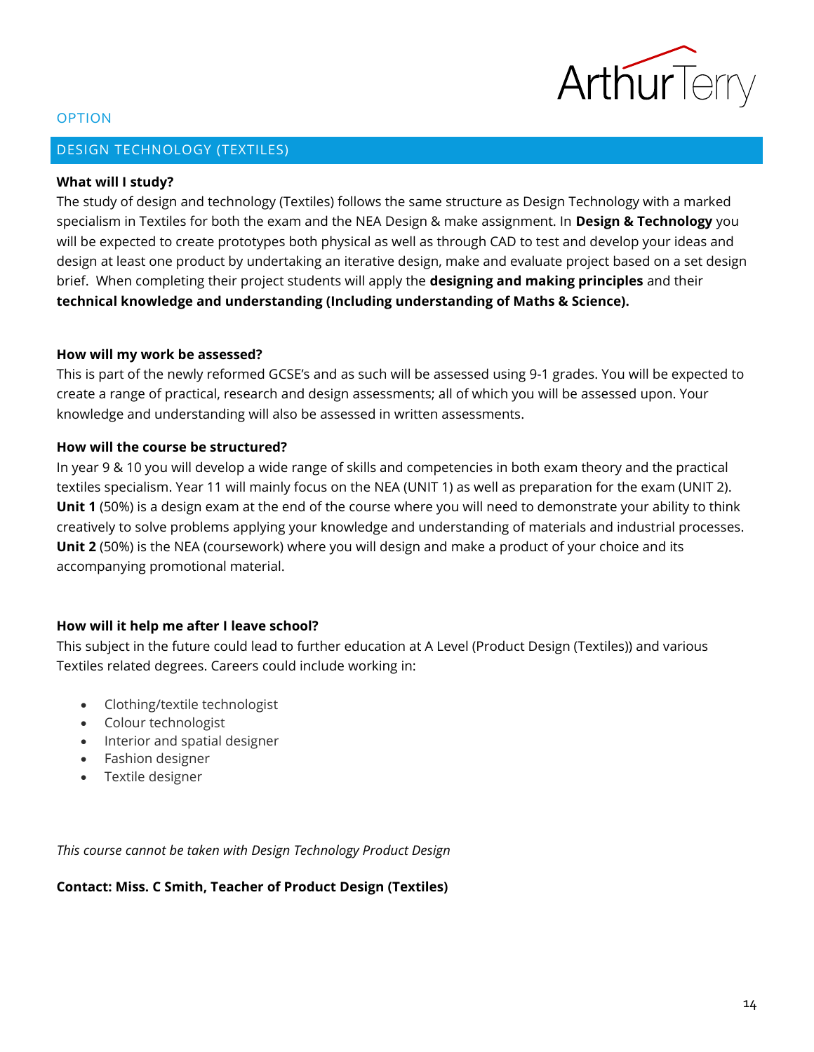OPTION

## DESIGN TECHNOLOGY (TEXTILES)

**What will I study?**

The study of design and technology (Textiles) follows the same structure as Design Technology with a marked specialism in Textiles for both the exam and the NEA Design & make assignment. In **Design & Technology** you will be expected to create prototypes both physical as well as through CAD to test and develop your ideas and design at least one product by undertaking an iterative design, make and evaluate project based on a set design brief. When completing their project students will apply the **designing and making principles** and their **technical knowledge and understanding (Including understanding of Maths & Science).**

**How will my work be assessed?**

This is part of the newly reformed GCSE's and as such will be assessed using 9-1 grades. You will be expected to create a range of practical, research and design assessments; all of which you will be assessed upon. Your knowledge and understanding will also be assessed in written assessments.

**How will the course be structured?**

In year 9 & 10 you will develop a wide range of skills and competencies in both exam theory and the practical textiles specialism. Year 11 will mainly focus on the NEA (UNIT 1) as well as preparation for the exam (UNIT 2). **Unit 1** (50%) is a design exam at the end of the course where you will need to demonstrate your ability to think creatively to solve problems applying your knowledge and understanding of materials and industrial processes. **Unit 2** (50%) is the NEA (coursework) where you will design and make a product of your choice and its accompanying promotional material.

**How will it help me after I leave school?**

This subject in the future could lead to further education at A Level (Product Design (Textiles)) and various Textiles related degrees. Careers could include working in:

- Clothing/textile technologist
- Colour technologist
- Interior and spatial designer
- Fashion designer
- Textile designer

*This course cannot be taken with Design Technology Product Design*

**Contact: Miss. C Smith, Teacher of Product Design (Textiles)**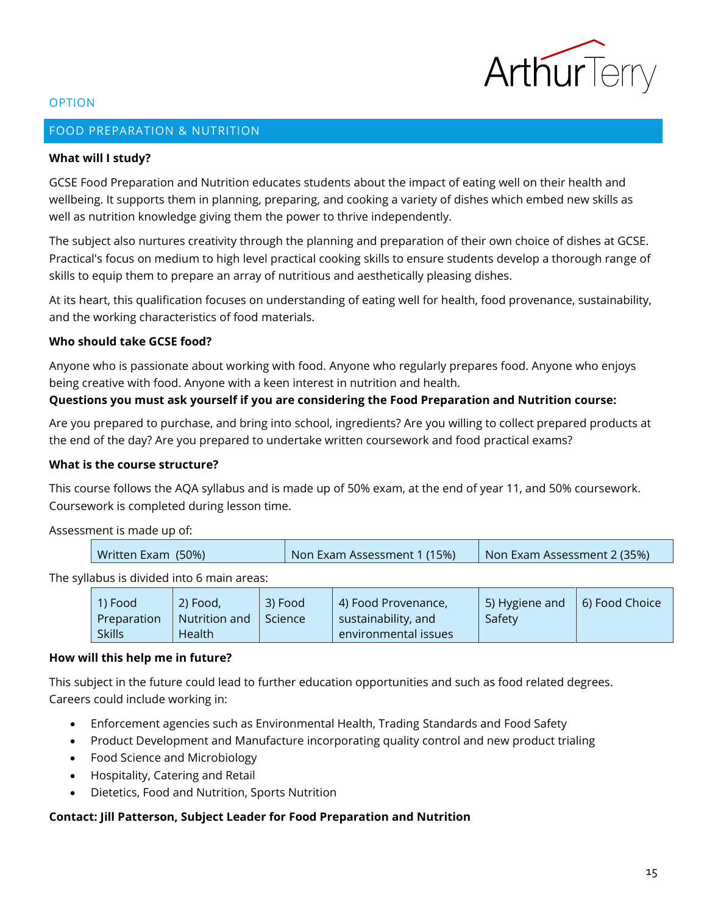OPTION

## FOOD PREPARATION & NUTRITION

**What will I study?**

GCSE Food Preparation and Nutrition educates students about the impact of eating well on their health and wellbeing. It supports them in planning, preparing, and cooking a variety of dishes which embed new skills as well as nutrition knowledge giving them the power to thrive independently.

The subject also nurtures creativity through the planning and preparation of their own choice of dishes at GCSE. Practical's focus on medium to high level practical cooking skills to ensure students develop a thorough range of skills to equip them to prepare an array of nutritious and aesthetically pleasing dishes.

At its heart, this qualification focuses on understanding of eating well for health, food provenance, sustainability, and the working characteristics of food materials.

**Who should take GCSE food?**

Anyone who is passionate about working with food. Anyone who regularly prepares food. Anyone who enjoys being creative with food. Anyone with a keen interest in nutrition and health.

**Questions you must ask yourself if you are considering the Food Preparation and Nutrition course:**

Are you prepared to purchase, and bring into school, ingredients? Are you willing to collect prepared products at the end of the day? Are you prepared to undertake written coursework and food practical exams?

**What is the course structure?**

This course follows the AQA syllabus and is made up of 50% exam, at the end of year 11, and 50% coursework. Coursework is completed during lesson time.

Assessment is made up of:

| Written Exam (50%) | Non Exam Assessment 1 (15%) | Non Exam Assessment 2 (35%) |
|---|---|---|

The syllabus is divided into 6 main areas:

| 1) Food Preparation Skills | 2) Food, Nutrition and Health | 3) Food Science | 4) Food Provenance, sustainability, and environmental issues | 5) Hygiene and Safety | 6) Food Choice |
|---|---|---|---|---|---|

**How will this help me in future?**

This subject in the future could lead to further education opportunities and such as food related degrees. Careers could include working in:

- Enforcement agencies such as Environmental Health, Trading Standards and Food Safety
- Product Development and Manufacture incorporating quality control and new product trialing
- Food Science and Microbiology
- Hospitality, Catering and Retail
- Dietetics, Food and Nutrition, Sports Nutrition

**Contact: Jill Patterson, Subject Leader for Food Preparation and Nutrition**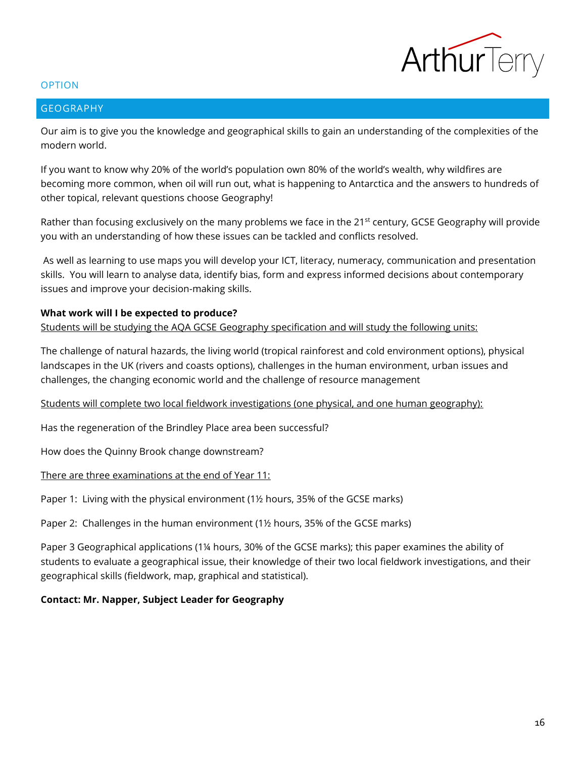OPTION

## GEOGRAPHY

Our aim is to give you the knowledge and geographical skills to gain an understanding of the complexities of the modern world.

If you want to know why 20% of the world's population own 80% of the world's wealth, why wildfires are becoming more common, when oil will run out, what is happening to Antarctica and the answers to hundreds of other topical, relevant questions choose Geography!

Rather than focusing exclusively on the many problems we face in the 21st century, GCSE Geography will provide you with an understanding of how these issues can be tackled and conflicts resolved.

As well as learning to use maps you will develop your ICT, literacy, numeracy, communication and presentation skills. You will learn to analyse data, identify bias, form and express informed decisions about contemporary issues and improve your decision-making skills.

**What work will I be expected to produce?**

Students will be studying the AQA GCSE Geography specification and will study the following units:

The challenge of natural hazards, the living world (tropical rainforest and cold environment options), physical landscapes in the UK (rivers and coasts options), challenges in the human environment, urban issues and challenges, the changing economic world and the challenge of resource management

Students will complete two local fieldwork investigations (one physical, and one human geography):

Has the regeneration of the Brindley Place area been successful?

How does the Quinny Brook change downstream?

There are three examinations at the end of Year 11:

Paper 1: Living with the physical environment (1½ hours, 35% of the GCSE marks)

Paper 2: Challenges in the human environment (1½ hours, 35% of the GCSE marks)

Paper 3 Geographical applications (1¼ hours, 30% of the GCSE marks); this paper examines the ability of students to evaluate a geographical issue, their knowledge of their two local fieldwork investigations, and their geographical skills (fieldwork, map, graphical and statistical).

**Contact: Mr. Napper, Subject Leader for Geography**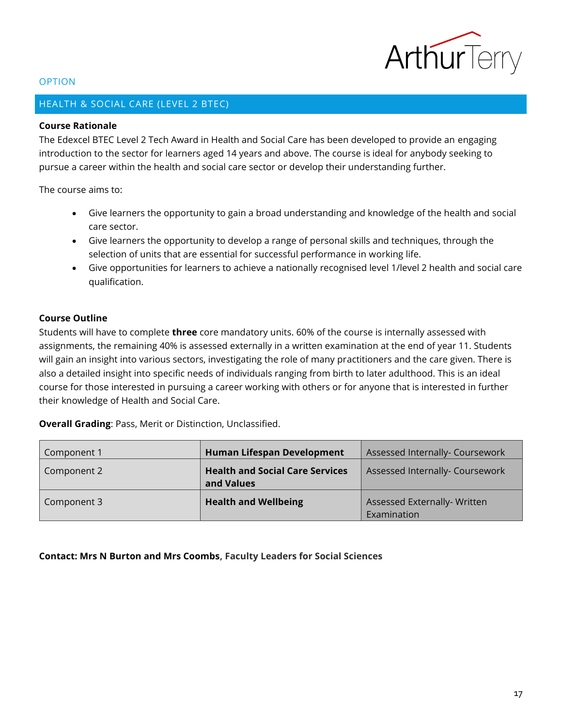OPTION

## HEALTH & SOCIAL CARE (LEVEL 2 BTEC)

**Course Rationale**

The Edexcel BTEC Level 2 Tech Award in Health and Social Care has been developed to provide an engaging introduction to the sector for learners aged 14 years and above. The course is ideal for anybody seeking to pursue a career within the health and social care sector or develop their understanding further.

The course aims to:

- Give learners the opportunity to gain a broad understanding and knowledge of the health and social care sector.
- Give learners the opportunity to develop a range of personal skills and techniques, through the selection of units that are essential for successful performance in working life.
- Give opportunities for learners to achieve a nationally recognised level 1/level 2 health and social care qualification.

**Course Outline**

Students will have to complete **three** core mandatory units. 60% of the course is internally assessed with assignments, the remaining 40% is assessed externally in a written examination at the end of year 11. Students will gain an insight into various sectors, investigating the role of many practitioners and the care given. There is also a detailed insight into specific needs of individuals ranging from birth to later adulthood. This is an ideal course for those interested in pursuing a career working with others or for anyone that is interested in further their knowledge of Health and Social Care.

**Overall Grading**: Pass, Merit or Distinction, Unclassified.

| | | |
|---|---|---|
| Component 1 | **Human Lifespan Development** | Assessed Internally- Coursework |
| Component 2 | **Health and Social Care Services and Values** | Assessed Internally- Coursework |
| Component 3 | **Health and Wellbeing** | Assessed Externally- Written Examination |

**Contact: Mrs N Burton and Mrs Coombs, Faculty Leaders for Social Sciences**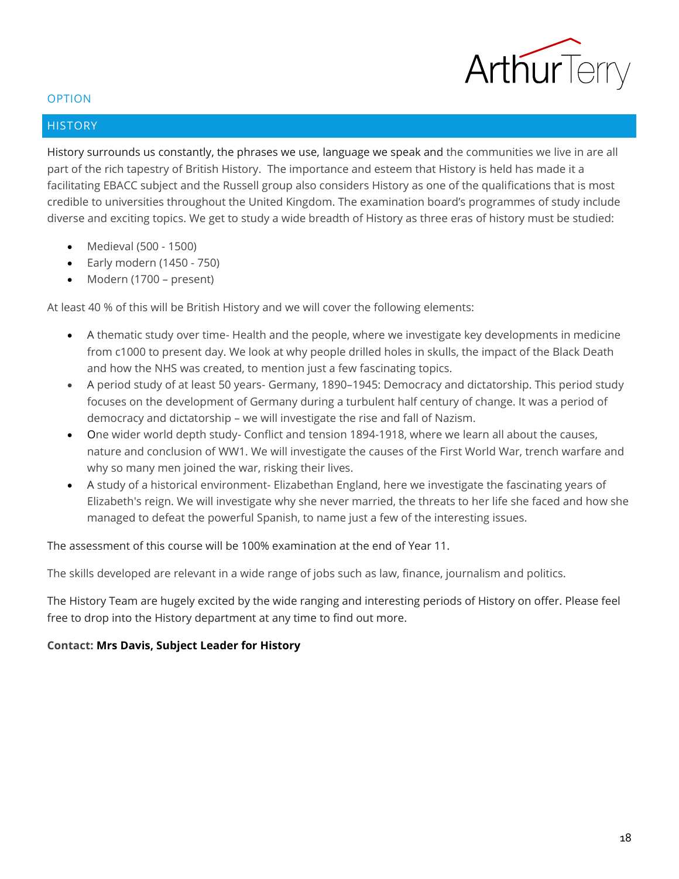OPTION

## HISTORY

History surrounds us constantly, the phrases we use, language we speak and the communities we live in are all part of the rich tapestry of British History. The importance and esteem that History is held has made it a facilitating EBACC subject and the Russell group also considers History as one of the qualifications that is most credible to universities throughout the United Kingdom. The examination board's programmes of study include diverse and exciting topics. We get to study a wide breadth of History as three eras of history must be studied:

- Medieval (500 - 1500)
- Early modern (1450 - 750)
- Modern (1700 – present)

At least 40 % of this will be British History and we will cover the following elements:

- A thematic study over time- Health and the people, where we investigate key developments in medicine from c1000 to present day. We look at why people drilled holes in skulls, the impact of the Black Death and how the NHS was created, to mention just a few fascinating topics.
- A period study of at least 50 years- Germany, 1890–1945: Democracy and dictatorship. This period study focuses on the development of Germany during a turbulent half century of change. It was a period of democracy and dictatorship – we will investigate the rise and fall of Nazism.
- One wider world depth study- Conflict and tension 1894-1918, where we learn all about the causes, nature and conclusion of WW1. We will investigate the causes of the First World War, trench warfare and why so many men joined the war, risking their lives.
- A study of a historical environment- Elizabethan England, here we investigate the fascinating years of Elizabeth's reign. We will investigate why she never married, the threats to her life she faced and how she managed to defeat the powerful Spanish, to name just a few of the interesting issues.

The assessment of this course will be 100% examination at the end of Year 11.

The skills developed are relevant in a wide range of jobs such as law, finance, journalism and politics.

The History Team are hugely excited by the wide ranging and interesting periods of History on offer. Please feel free to drop into the History department at any time to find out more.

**Contact: Mrs Davis, Subject Leader for History**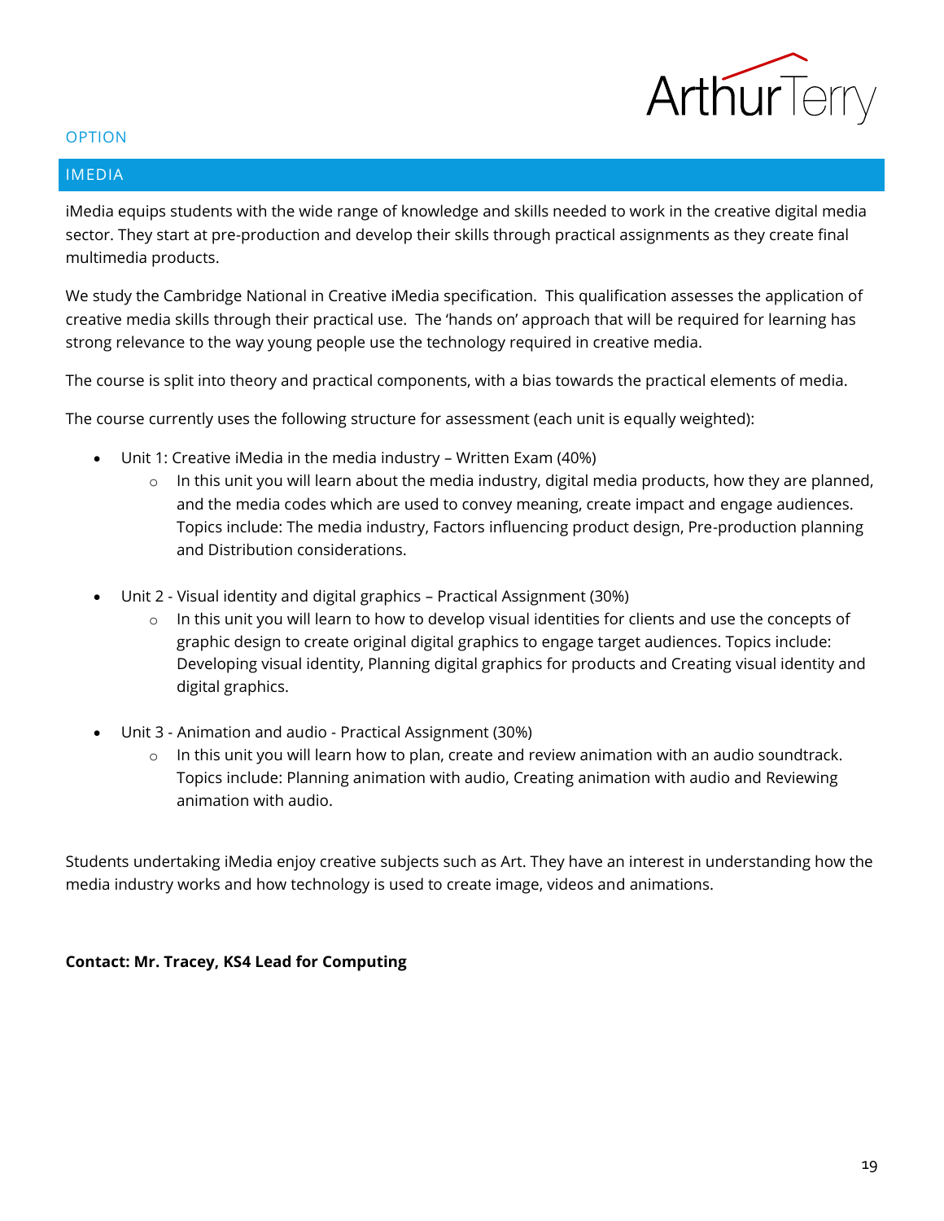OPTION

## IMEDIA

iMedia equips students with the wide range of knowledge and skills needed to work in the creative digital media sector. They start at pre-production and develop their skills through practical assignments as they create final multimedia products.

We study the Cambridge National in Creative iMedia specification. This qualification assesses the application of creative media skills through their practical use. The 'hands on' approach that will be required for learning has strong relevance to the way young people use the technology required in creative media.

The course is split into theory and practical components, with a bias towards the practical elements of media.

The course currently uses the following structure for assessment (each unit is equally weighted):

- Unit 1: Creative iMedia in the media industry – Written Exam (40%)
  - In this unit you will learn about the media industry, digital media products, how they are planned, and the media codes which are used to convey meaning, create impact and engage audiences. Topics include: The media industry, Factors influencing product design, Pre-production planning and Distribution considerations.

- Unit 2 - Visual identity and digital graphics – Practical Assignment (30%)
  - In this unit you will learn to how to develop visual identities for clients and use the concepts of graphic design to create original digital graphics to engage target audiences. Topics include: Developing visual identity, Planning digital graphics for products and Creating visual identity and digital graphics.

- Unit 3 - Animation and audio - Practical Assignment (30%)
  - In this unit you will learn how to plan, create and review animation with an audio soundtrack. Topics include: Planning animation with audio, Creating animation with audio and Reviewing animation with audio.

Students undertaking iMedia enjoy creative subjects such as Art. They have an interest in understanding how the media industry works and how technology is used to create image, videos and animations.

**Contact: Mr. Tracey, KS4 Lead for Computing**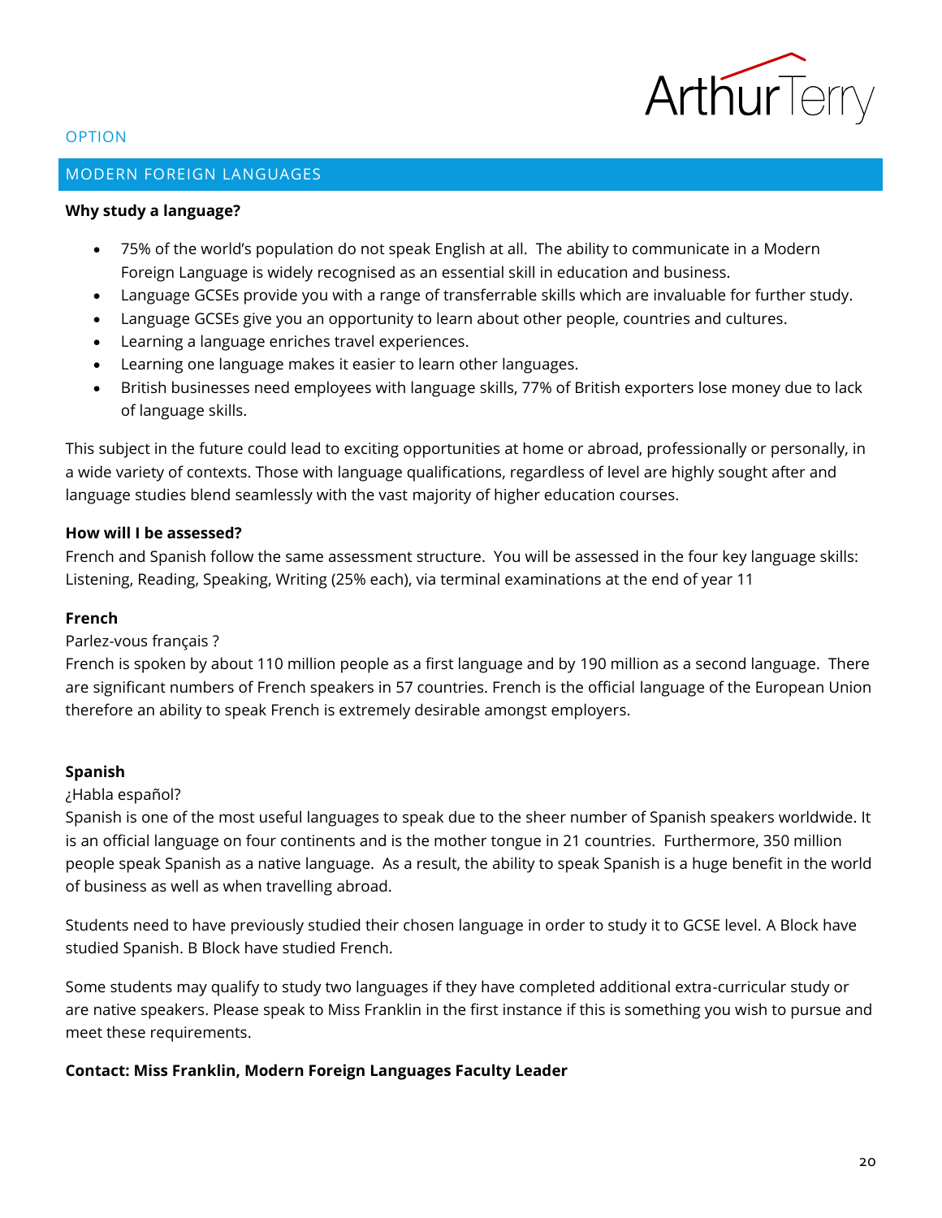OPTION

## MODERN FOREIGN LANGUAGES

**Why study a language?**

- 75% of the world's population do not speak English at all. The ability to communicate in a Modern Foreign Language is widely recognised as an essential skill in education and business.
- Language GCSEs provide you with a range of transferrable skills which are invaluable for further study.
- Language GCSEs give you an opportunity to learn about other people, countries and cultures.
- Learning a language enriches travel experiences.
- Learning one language makes it easier to learn other languages.
- British businesses need employees with language skills, 77% of British exporters lose money due to lack of language skills.

This subject in the future could lead to exciting opportunities at home or abroad, professionally or personally, in a wide variety of contexts. Those with language qualifications, regardless of level are highly sought after and language studies blend seamlessly with the vast majority of higher education courses.

**How will I be assessed?**

French and Spanish follow the same assessment structure. You will be assessed in the four key language skills: Listening, Reading, Speaking, Writing (25% each), via terminal examinations at the end of year 11

**French**

Parlez-vous français ?

French is spoken by about 110 million people as a first language and by 190 million as a second language. There are significant numbers of French speakers in 57 countries. French is the official language of the European Union therefore an ability to speak French is extremely desirable amongst employers.

**Spanish**

¿Habla español?

Spanish is one of the most useful languages to speak due to the sheer number of Spanish speakers worldwide. It is an official language on four continents and is the mother tongue in 21 countries. Furthermore, 350 million people speak Spanish as a native language. As a result, the ability to speak Spanish is a huge benefit in the world of business as well as when travelling abroad.

Students need to have previously studied their chosen language in order to study it to GCSE level. A Block have studied Spanish. B Block have studied French.

Some students may qualify to study two languages if they have completed additional extra-curricular study or are native speakers. Please speak to Miss Franklin in the first instance if this is something you wish to pursue and meet these requirements.

**Contact: Miss Franklin, Modern Foreign Languages Faculty Leader**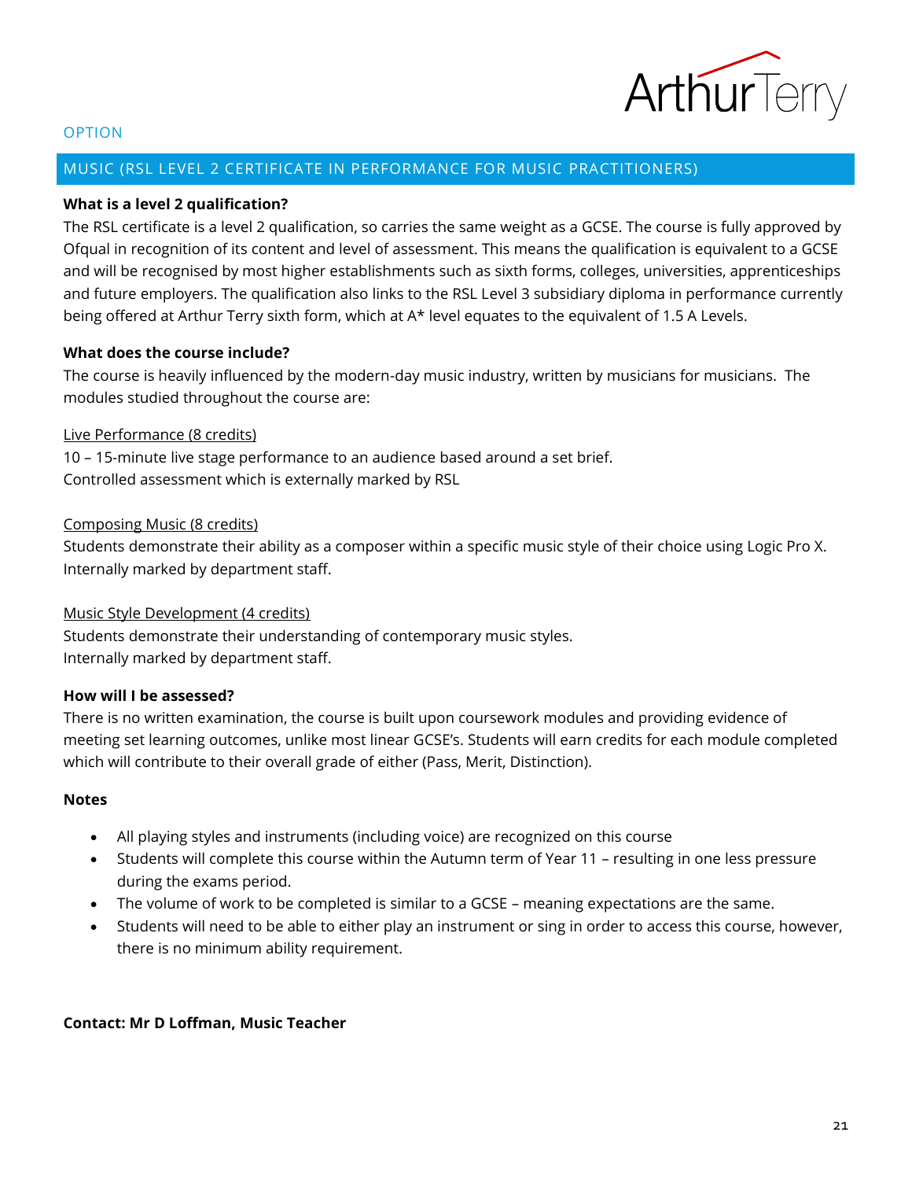OPTION

## MUSIC (RSL LEVEL 2 CERTIFICATE IN PERFORMANCE FOR MUSIC PRACTITIONERS)

**What is a level 2 qualification?**

The RSL certificate is a level 2 qualification, so carries the same weight as a GCSE. The course is fully approved by Ofqual in recognition of its content and level of assessment. This means the qualification is equivalent to a GCSE and will be recognised by most higher establishments such as sixth forms, colleges, universities, apprenticeships and future employers. The qualification also links to the RSL Level 3 subsidiary diploma in performance currently being offered at Arthur Terry sixth form, which at A* level equates to the equivalent of 1.5 A Levels.

**What does the course include?**

The course is heavily influenced by the modern-day music industry, written by musicians for musicians. The modules studied throughout the course are:

<u>Live Performance (8 credits)</u>
10 – 15-minute live stage performance to an audience based around a set brief.
Controlled assessment which is externally marked by RSL

<u>Composing Music (8 credits)</u>
Students demonstrate their ability as a composer within a specific music style of their choice using Logic Pro X.
Internally marked by department staff.

<u>Music Style Development (4 credits)</u>
Students demonstrate their understanding of contemporary music styles.
Internally marked by department staff.

**How will I be assessed?**

There is no written examination, the course is built upon coursework modules and providing evidence of meeting set learning outcomes, unlike most linear GCSE's. Students will earn credits for each module completed which will contribute to their overall grade of either (Pass, Merit, Distinction).

**Notes**

- All playing styles and instruments (including voice) are recognized on this course
- Students will complete this course within the Autumn term of Year 11 – resulting in one less pressure during the exams period.
- The volume of work to be completed is similar to a GCSE – meaning expectations are the same.
- Students will need to be able to either play an instrument or sing in order to access this course, however, there is no minimum ability requirement.

**Contact: Mr D Loffman, Music Teacher**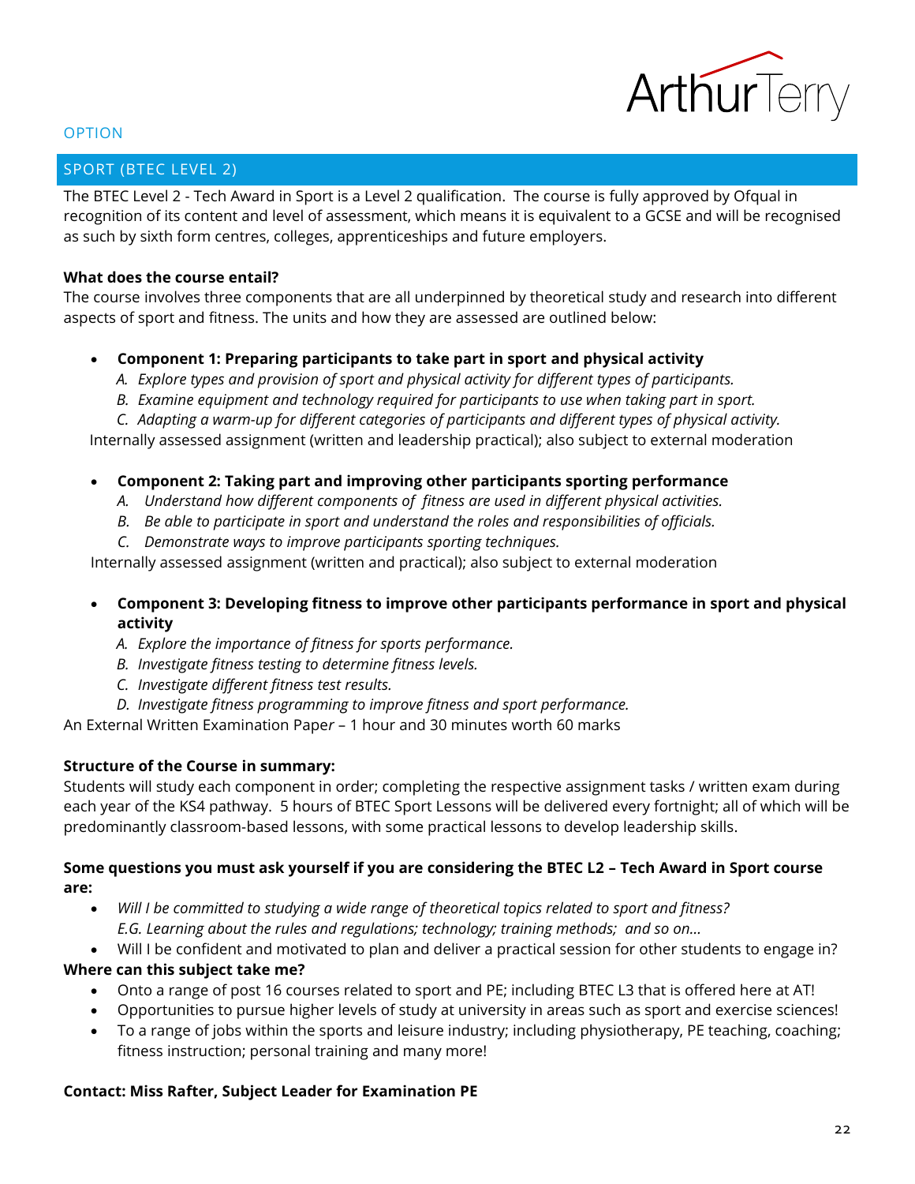OPTION

## SPORT (BTEC LEVEL 2)

The BTEC Level 2 - Tech Award in Sport is a Level 2 qualification. The course is fully approved by Ofqual in recognition of its content and level of assessment, which means it is equivalent to a GCSE and will be recognised as such by sixth form centres, colleges, apprenticeships and future employers.

**What does the course entail?**

The course involves three components that are all underpinned by theoretical study and research into different aspects of sport and fitness. The units and how they are assessed are outlined below:

- **Component 1: Preparing participants to take part in sport and physical activity**
  - A. *Explore types and provision of sport and physical activity for different types of participants.*
  - B. *Examine equipment and technology required for participants to use when taking part in sport.*
  - C. *Adapting a warm-up for different categories of participants and different types of physical activity.*

  Internally assessed assignment (written and leadership practical); also subject to external moderation

- **Component 2: Taking part and improving other participants sporting performance**
  - A. *Understand how different components of fitness are used in different physical activities.*
  - B. *Be able to participate in sport and understand the roles and responsibilities of officials.*
  - C. *Demonstrate ways to improve participants sporting techniques.*

  Internally assessed assignment (written and practical); also subject to external moderation

- **Component 3: Developing fitness to improve other participants performance in sport and physical activity**
  - A. *Explore the importance of fitness for sports performance.*
  - B. *Investigate fitness testing to determine fitness levels.*
  - C. *Investigate different fitness test results.*
  - D. *Investigate fitness programming to improve fitness and sport performance.*

An External Written Examination Paper – 1 hour and 30 minutes worth 60 marks

**Structure of the Course in summary:**

Students will study each component in order; completing the respective assignment tasks / written exam during each year of the KS4 pathway. 5 hours of BTEC Sport Lessons will be delivered every fortnight; all of which will be predominantly classroom-based lessons, with some practical lessons to develop leadership skills.

**Some questions you must ask yourself if you are considering the BTEC L2 – Tech Award in Sport course are:**

- *Will I be committed to studying a wide range of theoretical topics related to sport and fitness? E.G. Learning about the rules and regulations; technology; training methods; and so on…*
- Will I be confident and motivated to plan and deliver a practical session for other students to engage in?

**Where can this subject take me?**

- Onto a range of post 16 courses related to sport and PE; including BTEC L3 that is offered here at AT!
- Opportunities to pursue higher levels of study at university in areas such as sport and exercise sciences!
- To a range of jobs within the sports and leisure industry; including physiotherapy, PE teaching, coaching; fitness instruction; personal training and many more!

**Contact: Miss Rafter, Subject Leader for Examination PE**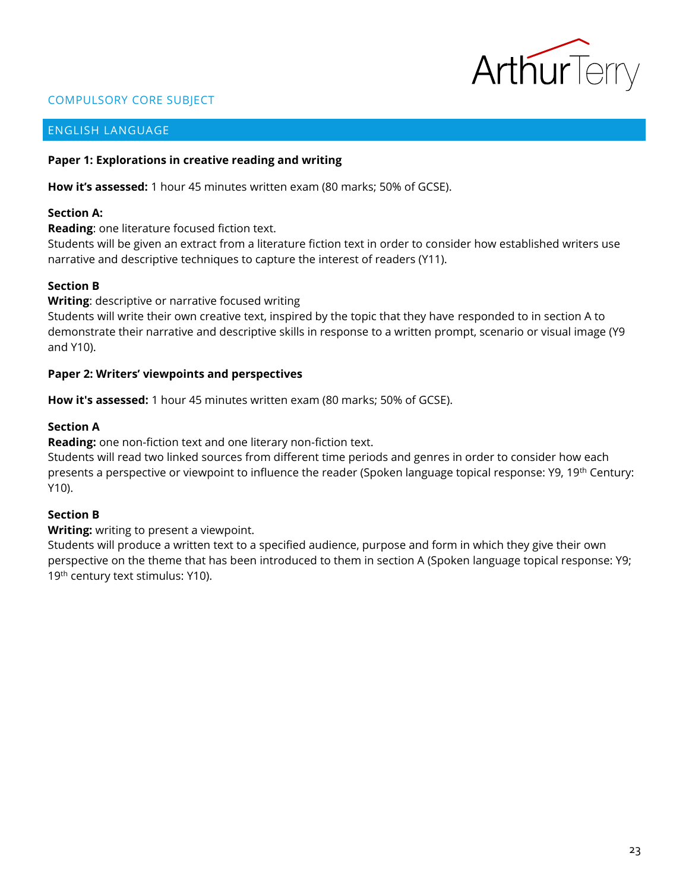COMPULSORY CORE SUBJECT

## ENGLISH LANGUAGE

**Paper 1: Explorations in creative reading and writing**

**How it's assessed:** 1 hour 45 minutes written exam (80 marks; 50% of GCSE).

**Section A:**
**Reading**: one literature focused fiction text.
Students will be given an extract from a literature fiction text in order to consider how established writers use narrative and descriptive techniques to capture the interest of readers (Y11).

**Section B**
**Writing**: descriptive or narrative focused writing
Students will write their own creative text, inspired by the topic that they have responded to in section A to demonstrate their narrative and descriptive skills in response to a written prompt, scenario or visual image (Y9 and Y10).

**Paper 2: Writers' viewpoints and perspectives**

**How it's assessed:** 1 hour 45 minutes written exam (80 marks; 50% of GCSE).

**Section A**
**Reading:** one non-fiction text and one literary non-fiction text.
Students will read two linked sources from different time periods and genres in order to consider how each presents a perspective or viewpoint to influence the reader (Spoken language topical response: Y9, 19th Century: Y10).

**Section B**
**Writing:** writing to present a viewpoint.
Students will produce a written text to a specified audience, purpose and form in which they give their own perspective on the theme that has been introduced to them in section A (Spoken language topical response: Y9; 19th century text stimulus: Y10).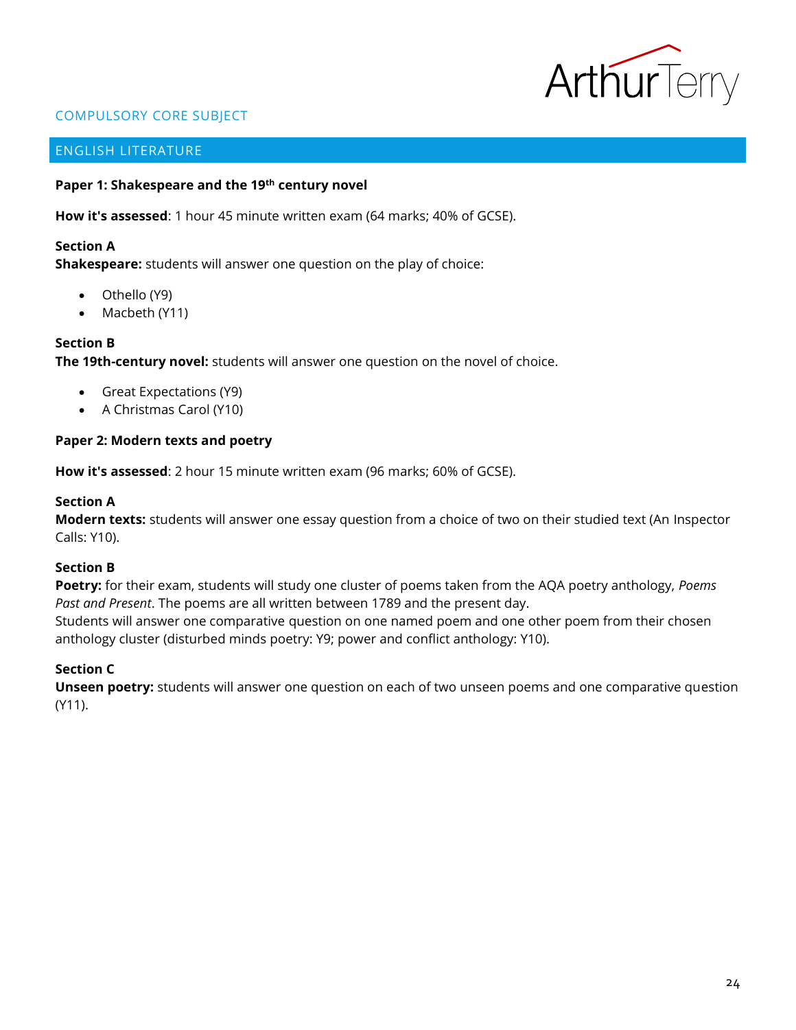COMPULSORY CORE SUBJECT

## ENGLISH LITERATURE

**Paper 1: Shakespeare and the 19th century novel**

**How it's assessed**: 1 hour 45 minute written exam (64 marks; 40% of GCSE).

**Section A**
**Shakespeare:** students will answer one question on the play of choice:

- Othello (Y9)
- Macbeth (Y11)

**Section B**
**The 19th-century novel:** students will answer one question on the novel of choice.

- Great Expectations (Y9)
- A Christmas Carol (Y10)

**Paper 2: Modern texts and poetry**

**How it's assessed**: 2 hour 15 minute written exam (96 marks; 60% of GCSE).

**Section A**
**Modern texts:** students will answer one essay question from a choice of two on their studied text (An Inspector Calls: Y10).

**Section B**
**Poetry:** for their exam, students will study one cluster of poems taken from the AQA poetry anthology, *Poems Past and Present*. The poems are all written between 1789 and the present day.
Students will answer one comparative question on one named poem and one other poem from their chosen anthology cluster (disturbed minds poetry: Y9; power and conflict anthology: Y10).

**Section C**
**Unseen poetry:** students will answer one question on each of two unseen poems and one comparative question (Y11).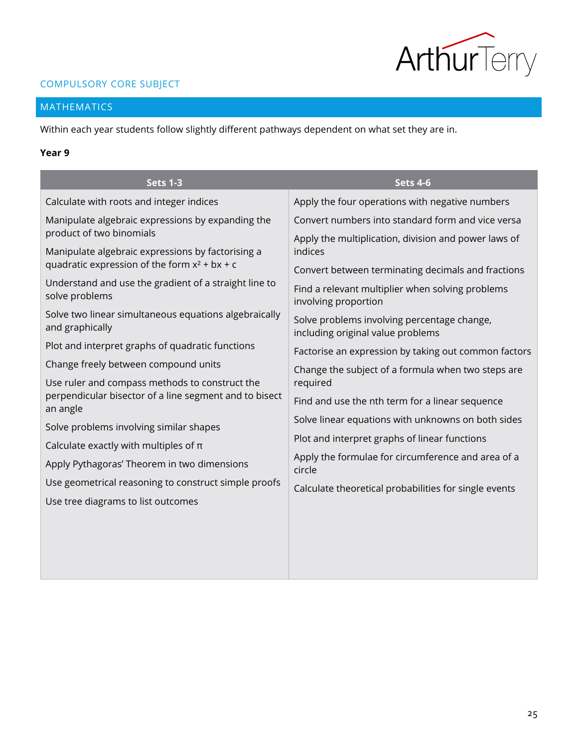COMPULSORY CORE SUBJECT

## MATHEMATICS

Within each year students follow slightly different pathways dependent on what set they are in.

**Year 9**

| Sets 1-3 | Sets 4-6 |
|---|---|
| Calculate with roots and integer indices | Apply the four operations with negative numbers |
| Manipulate algebraic expressions by expanding the product of two binomials | Convert numbers into standard form and vice versa |
| Manipulate algebraic expressions by factorising a quadratic expression of the form $x^2 + bx + c$ | Apply the multiplication, division and power laws of indices |
| Understand and use the gradient of a straight line to solve problems | Convert between terminating decimals and fractions |
| Solve two linear simultaneous equations algebraically and graphically | Find a relevant multiplier when solving problems involving proportion |
| Plot and interpret graphs of quadratic functions | Solve problems involving percentage change, including original value problems |
| Change freely between compound units | Factorise an expression by taking out common factors |
| Use ruler and compass methods to construct the perpendicular bisector of a line segment and to bisect an angle | Change the subject of a formula when two steps are required |
| Solve problems involving similar shapes | Find and use the nth term for a linear sequence |
| Calculate exactly with multiples of $\pi$ | Solve linear equations with unknowns on both sides |
| Apply Pythagoras' Theorem in two dimensions | Plot and interpret graphs of linear functions |
| Use geometrical reasoning to construct simple proofs | Apply the formulae for circumference and area of a circle |
| Use tree diagrams to list outcomes | Calculate theoretical probabilities for single events |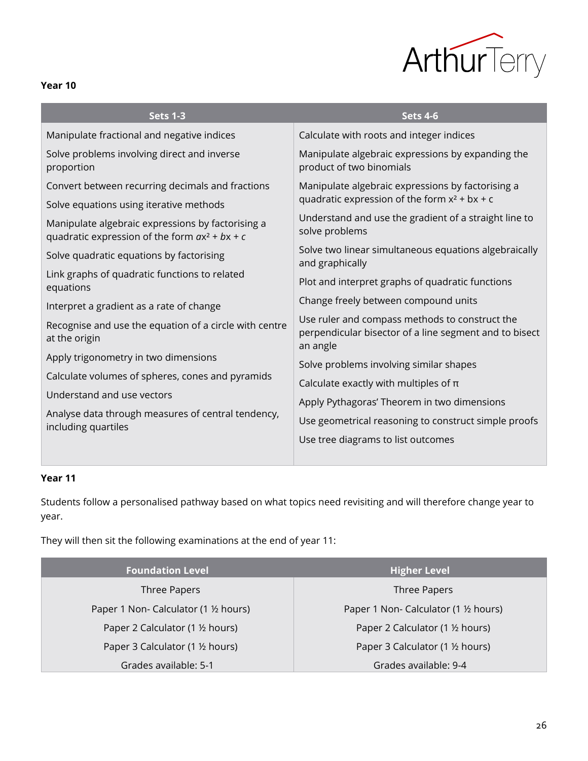**Year 10**

| Sets 1-3 | Sets 4-6 |
|---|---|
| Manipulate fractional and negative indices | Calculate with roots and integer indices |
| Solve problems involving direct and inverse proportion | Manipulate algebraic expressions by expanding the product of two binomials |
| Convert between recurring decimals and fractions | Manipulate algebraic expressions by factorising a quadratic expression of the form $x^2 + bx + c$ |
| Solve equations using iterative methods | Understand and use the gradient of a straight line to solve problems |
| Manipulate algebraic expressions by factorising a quadratic expression of the form $ax^2 + bx + c$ | Solve two linear simultaneous equations algebraically and graphically |
| Solve quadratic equations by factorising | Plot and interpret graphs of quadratic functions |
| Link graphs of quadratic functions to related equations | Change freely between compound units |
| Interpret a gradient as a rate of change | Use ruler and compass methods to construct the perpendicular bisector of a line segment and to bisect an angle |
| Recognise and use the equation of a circle with centre at the origin | Solve problems involving similar shapes |
| Apply trigonometry in two dimensions | Calculate exactly with multiples of π |
| Calculate volumes of spheres, cones and pyramids | Apply Pythagoras' Theorem in two dimensions |
| Understand and use vectors | Use geometrical reasoning to construct simple proofs |
| Analyse data through measures of central tendency, including quartiles | Use tree diagrams to list outcomes |

**Year 11**

Students follow a personalised pathway based on what topics need revisiting and will therefore change year to year.

They will then sit the following examinations at the end of year 11:

| Foundation Level | Higher Level |
|---|---|
| Three Papers | Three Papers |
| Paper 1 Non- Calculator (1 ½ hours) | Paper 1 Non- Calculator (1 ½ hours) |
| Paper 2 Calculator (1 ½ hours) | Paper 2 Calculator (1 ½ hours) |
| Paper 3 Calculator (1 ½ hours) | Paper 3 Calculator (1 ½ hours) |
| Grades available: 5-1 | Grades available: 9-4 |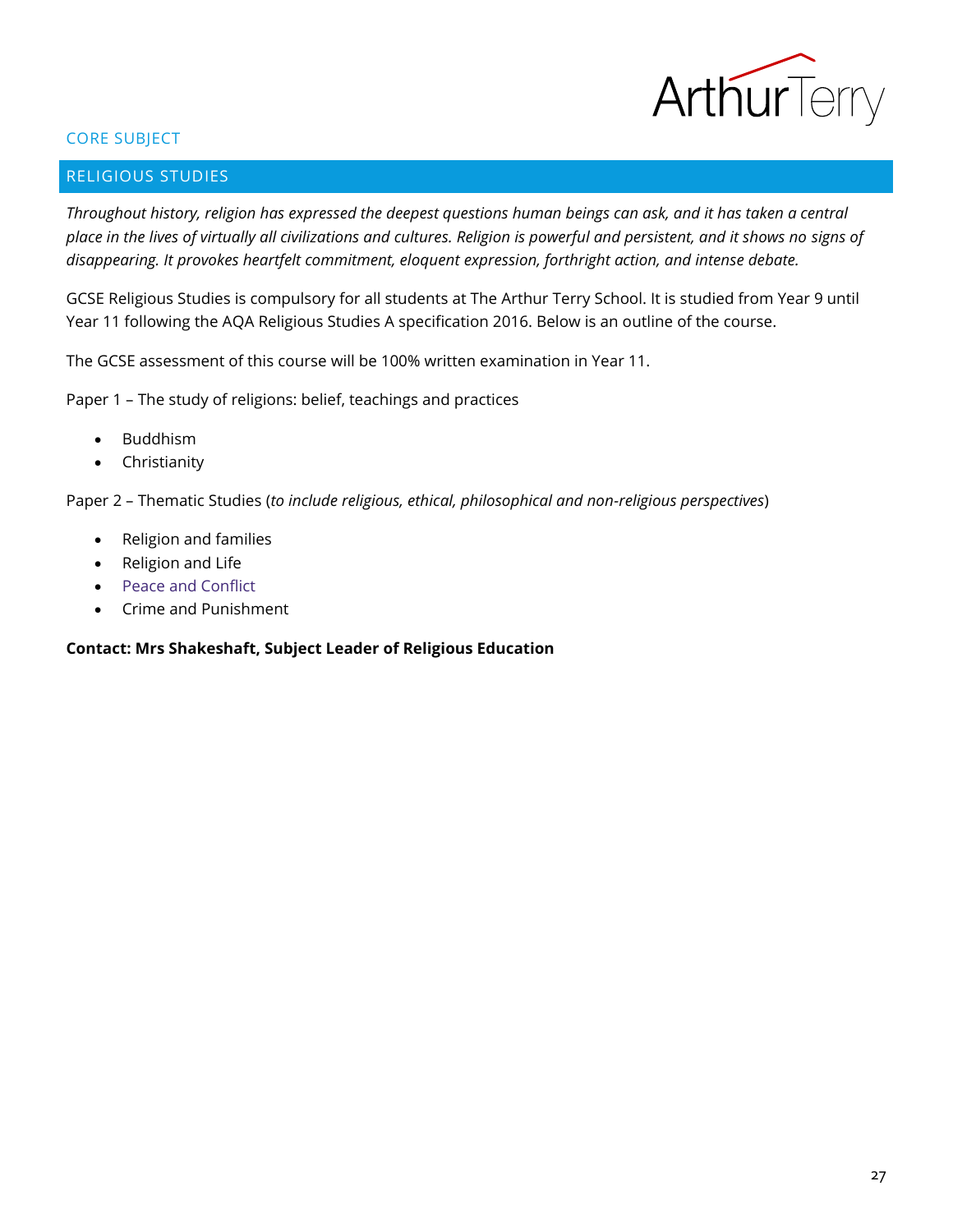CORE SUBJECT

## RELIGIOUS STUDIES

*Throughout history, religion has expressed the deepest questions human beings can ask, and it has taken a central place in the lives of virtually all civilizations and cultures. Religion is powerful and persistent, and it shows no signs of disappearing. It provokes heartfelt commitment, eloquent expression, forthright action, and intense debate.*

GCSE Religious Studies is compulsory for all students at The Arthur Terry School. It is studied from Year 9 until Year 11 following the AQA Religious Studies A specification 2016. Below is an outline of the course.

The GCSE assessment of this course will be 100% written examination in Year 11.

Paper 1 – The study of religions: belief, teachings and practices

- Buddhism
- Christianity

Paper 2 – Thematic Studies (*to include religious, ethical, philosophical and non-religious perspectives*)

- Religion and families
- Religion and Life
- Peace and Conflict
- Crime and Punishment

**Contact: Mrs Shakeshaft, Subject Leader of Religious Education**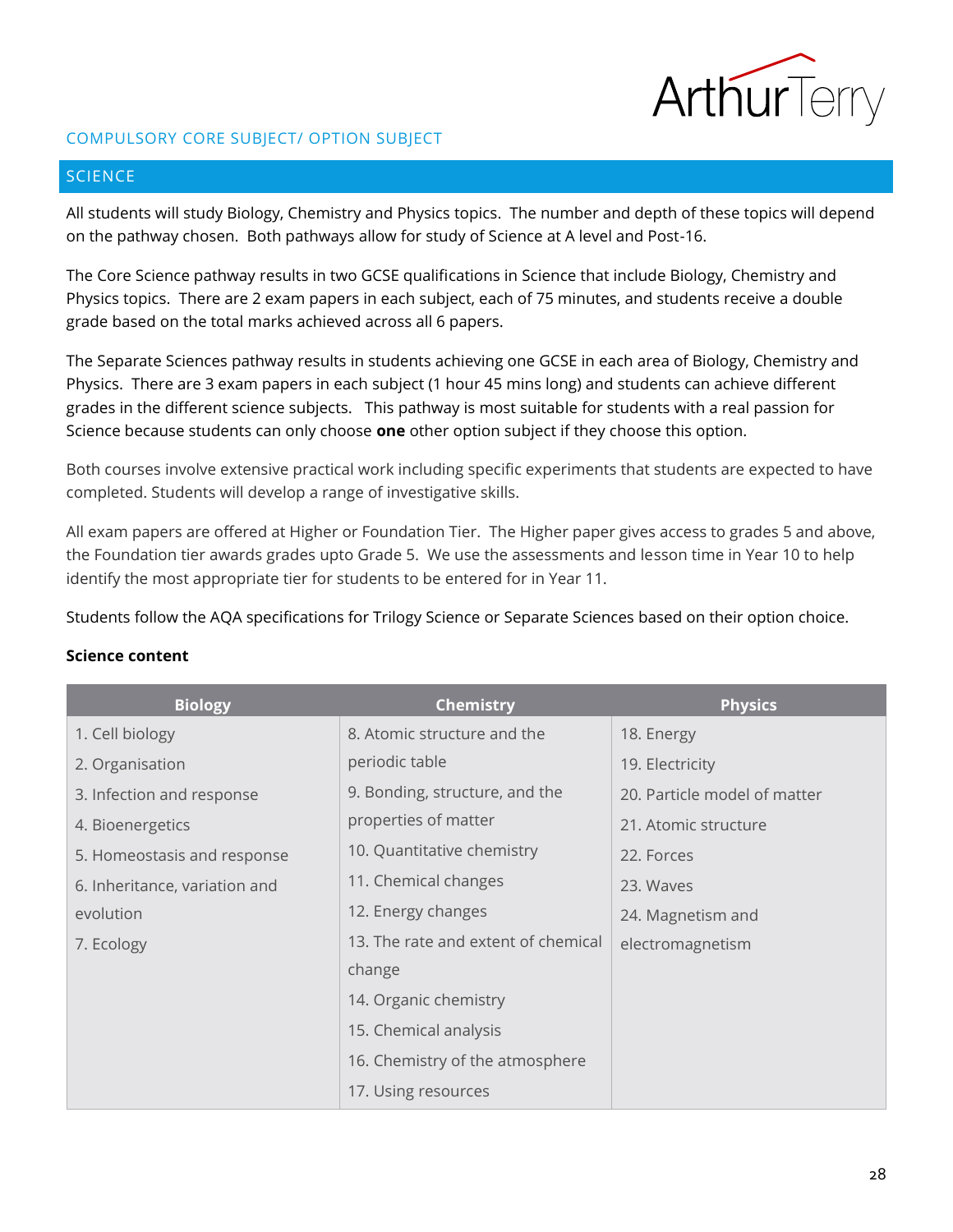COMPULSORY CORE SUBJECT/ OPTION SUBJECT

## SCIENCE

All students will study Biology, Chemistry and Physics topics. The number and depth of these topics will depend on the pathway chosen. Both pathways allow for study of Science at A level and Post-16.

The Core Science pathway results in two GCSE qualifications in Science that include Biology, Chemistry and Physics topics. There are 2 exam papers in each subject, each of 75 minutes, and students receive a double grade based on the total marks achieved across all 6 papers.

The Separate Sciences pathway results in students achieving one GCSE in each area of Biology, Chemistry and Physics. There are 3 exam papers in each subject (1 hour 45 mins long) and students can achieve different grades in the different science subjects. This pathway is most suitable for students with a real passion for Science because students can only choose **one** other option subject if they choose this option.

Both courses involve extensive practical work including specific experiments that students are expected to have completed. Students will develop a range of investigative skills.

All exam papers are offered at Higher or Foundation Tier. The Higher paper gives access to grades 5 and above, the Foundation tier awards grades upto Grade 5. We use the assessments and lesson time in Year 10 to help identify the most appropriate tier for students to be entered for in Year 11.

Students follow the AQA specifications for Trilogy Science or Separate Sciences based on their option choice.

**Science content**

| Biology | Chemistry | Physics |
|---|---|---|
| 1. Cell biology | 8. Atomic structure and the periodic table | 18. Energy |
| 2. Organisation | 9. Bonding, structure, and the properties of matter | 19. Electricity |
| 3. Infection and response | 10. Quantitative chemistry | 20. Particle model of matter |
| 4. Bioenergetics | 11. Chemical changes | 21. Atomic structure |
| 5. Homeostasis and response | 12. Energy changes | 22. Forces |
| 6. Inheritance, variation and evolution | 13. The rate and extent of chemical change | 23. Waves |
| 7. Ecology | 14. Organic chemistry | 24. Magnetism and electromagnetism |
| | 15. Chemical analysis | |
| | 16. Chemistry of the atmosphere | |
| | 17. Using resources | |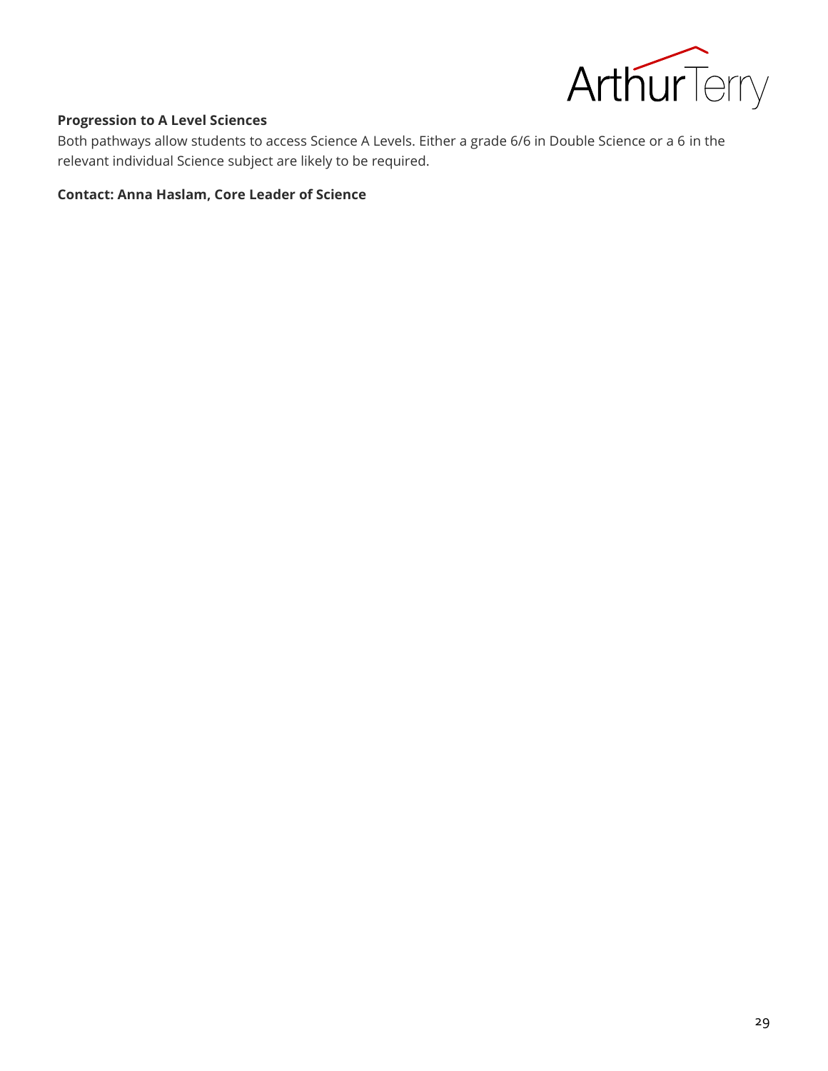**Progression to A Level Sciences**

Both pathways allow students to access Science A Levels. Either a grade 6/6 in Double Science or a 6 in the relevant individual Science subject are likely to be required.

**Contact: Anna Haslam, Core Leader of Science**